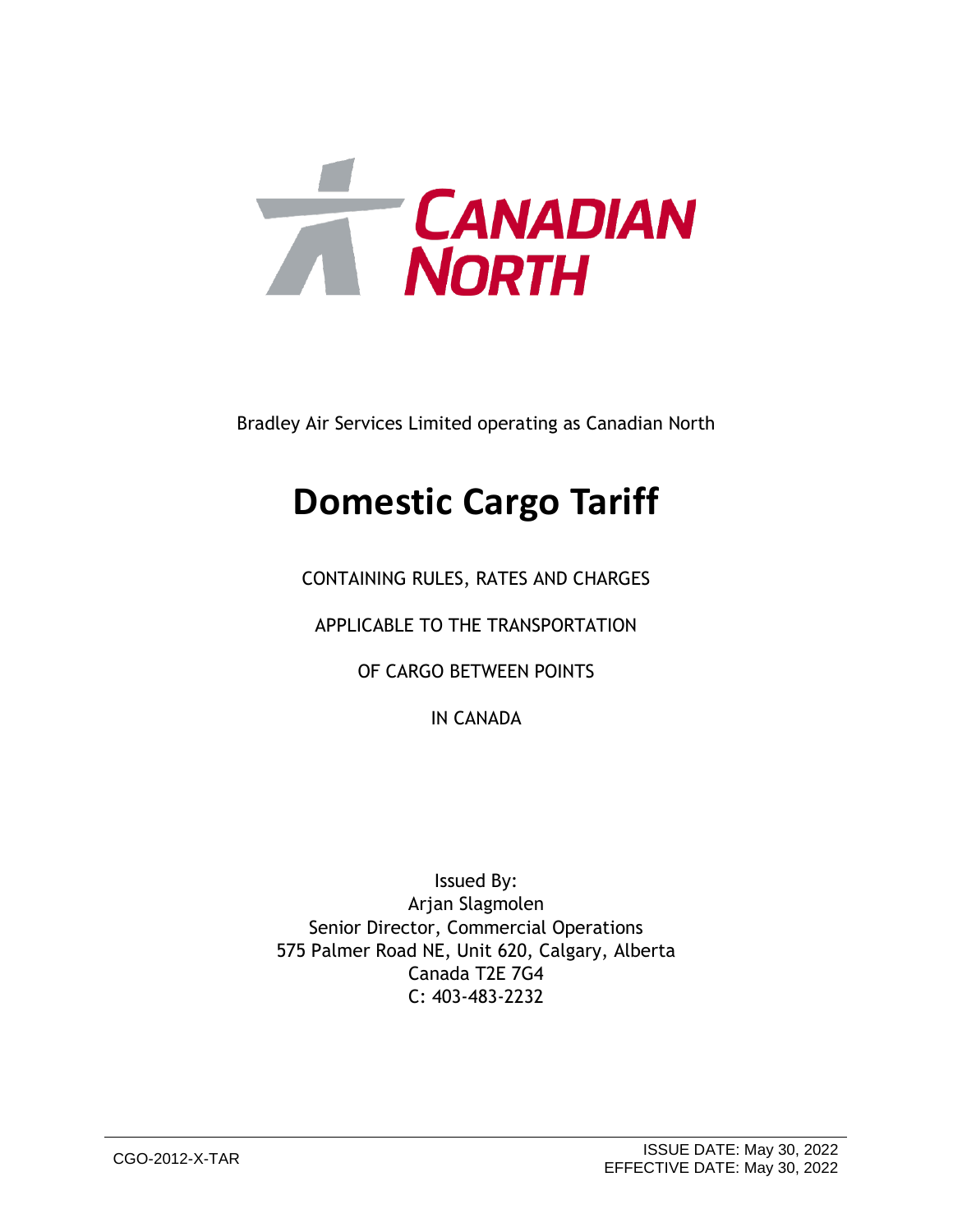CANADIAN NORTH

Bradley Air Services Limited operating as Canadian North

# Domestic Cargo Tariff

CONTAINING RULES, RATES AND CHARGES

APPLICABLE TO THE TRANSPORTATION

OF CARGO BETWEEN POINTS

IN CANADA

Issued By:
Arjan Slagmolen
Senior Director, Commercial Operations
575 Palmer Road NE, Unit 620, Calgary, Alberta
Canada T2E 7G4
C: 403-483-2232

CGO-2012-X-TAR

ISSUE DATE: May 30, 2022
EFFECTIVE DATE: May 30, 2022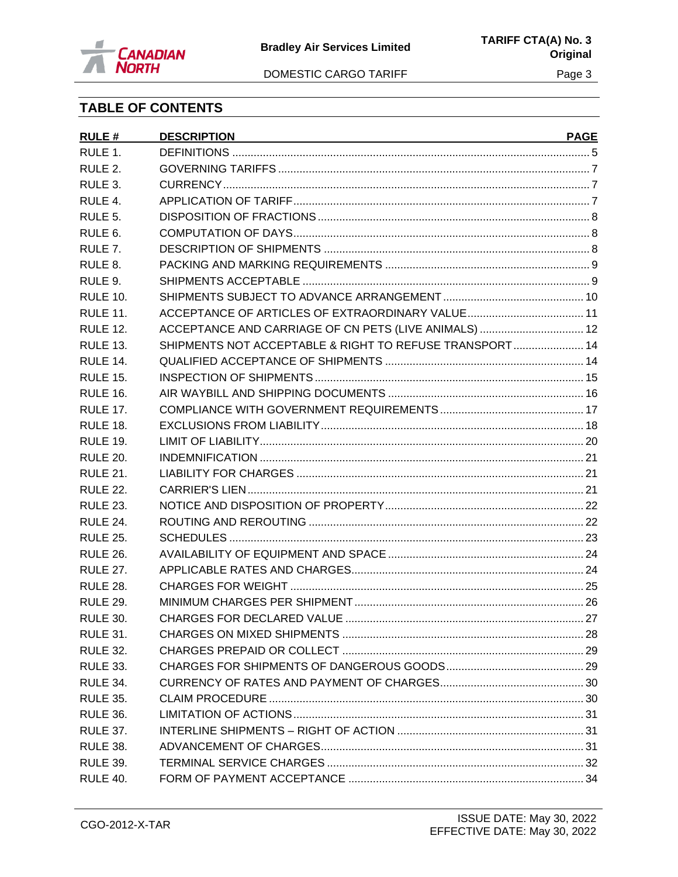## TABLE OF CONTENTS

| RULE # | DESCRIPTION | PAGE |
|---|---|---|
| RULE 1. | DEFINITIONS | 5 |
| RULE 2. | GOVERNING TARIFFS | 7 |
| RULE 3. | CURRENCY | 7 |
| RULE 4. | APPLICATION OF TARIFF | 7 |
| RULE 5. | DISPOSITION OF FRACTIONS | 8 |
| RULE 6. | COMPUTATION OF DAYS | 8 |
| RULE 7. | DESCRIPTION OF SHIPMENTS | 8 |
| RULE 8. | PACKING AND MARKING REQUIREMENTS | 9 |
| RULE 9. | SHIPMENTS ACCEPTABLE | 9 |
| RULE 10. | SHIPMENTS SUBJECT TO ADVANCE ARRANGEMENT | 10 |
| RULE 11. | ACCEPTANCE OF ARTICLES OF EXTRAORDINARY VALUE | 11 |
| RULE 12. | ACCEPTANCE AND CARRIAGE OF CN PETS (LIVE ANIMALS) | 12 |
| RULE 13. | SHIPMENTS NOT ACCEPTABLE & RIGHT TO REFUSE TRANSPORT | 14 |
| RULE 14. | QUALIFIED ACCEPTANCE OF SHIPMENTS | 14 |
| RULE 15. | INSPECTION OF SHIPMENTS | 15 |
| RULE 16. | AIR WAYBILL AND SHIPPING DOCUMENTS | 16 |
| RULE 17. | COMPLIANCE WITH GOVERNMENT REQUIREMENTS | 17 |
| RULE 18. | EXCLUSIONS FROM LIABILITY | 18 |
| RULE 19. | LIMIT OF LIABILITY | 20 |
| RULE 20. | INDEMNIFICATION | 21 |
| RULE 21. | LIABILITY FOR CHARGES | 21 |
| RULE 22. | CARRIER'S LIEN | 21 |
| RULE 23. | NOTICE AND DISPOSITION OF PROPERTY | 22 |
| RULE 24. | ROUTING AND REROUTING | 22 |
| RULE 25. | SCHEDULES | 23 |
| RULE 26. | AVAILABILITY OF EQUIPMENT AND SPACE | 24 |
| RULE 27. | APPLICABLE RATES AND CHARGES | 24 |
| RULE 28. | CHARGES FOR WEIGHT | 25 |
| RULE 29. | MINIMUM CHARGES PER SHIPMENT | 26 |
| RULE 30. | CHARGES FOR DECLARED VALUE | 27 |
| RULE 31. | CHARGES ON MIXED SHIPMENTS | 28 |
| RULE 32. | CHARGES PREPAID OR COLLECT | 29 |
| RULE 33. | CHARGES FOR SHIPMENTS OF DANGEROUS GOODS | 29 |
| RULE 34. | CURRENCY OF RATES AND PAYMENT OF CHARGES | 30 |
| RULE 35. | CLAIM PROCEDURE | 30 |
| RULE 36. | LIMITATION OF ACTIONS | 31 |
| RULE 37. | INTERLINE SHIPMENTS – RIGHT OF ACTION | 31 |
| RULE 38. | ADVANCEMENT OF CHARGES | 31 |
| RULE 39. | TERMINAL SERVICE CHARGES | 32 |
| RULE 40. | FORM OF PAYMENT ACCEPTANCE | 34 |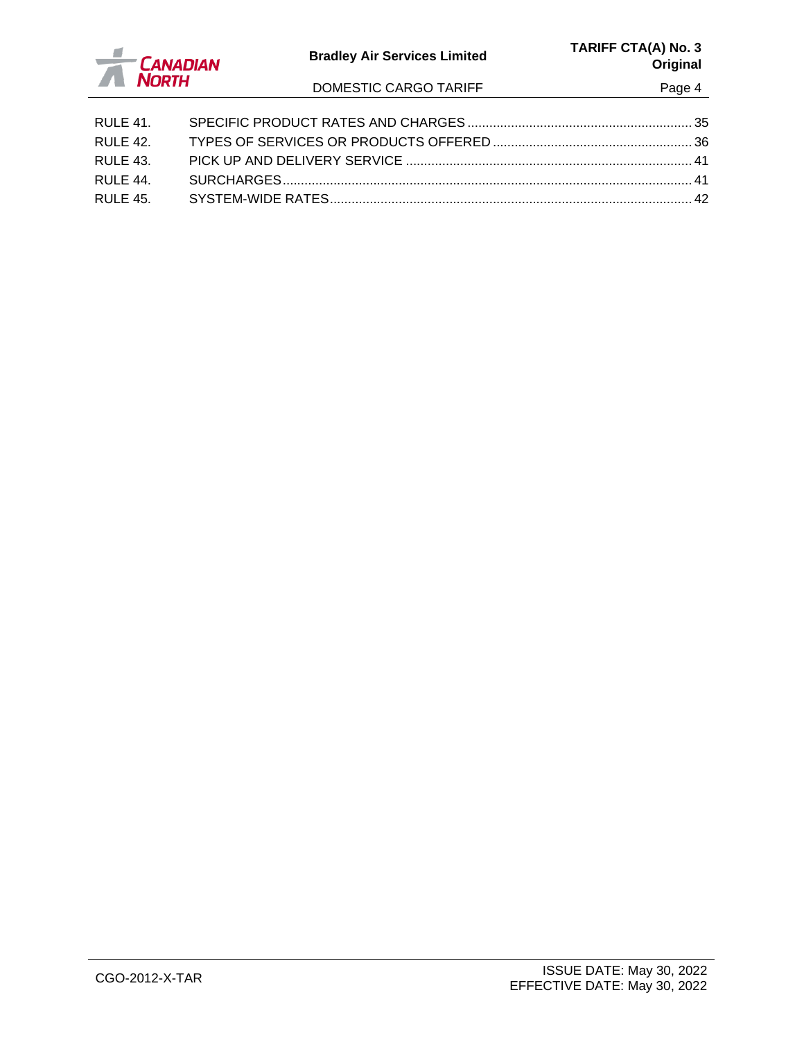| | | |
|---|---|---|
| RULE 41. | SPECIFIC PRODUCT RATES AND CHARGES | 35 |
| RULE 42. | TYPES OF SERVICES OR PRODUCTS OFFERED | 36 |
| RULE 43. | PICK UP AND DELIVERY SERVICE | 41 |
| RULE 44. | SURCHARGES | 41 |
| RULE 45. | SYSTEM-WIDE RATES | 42 |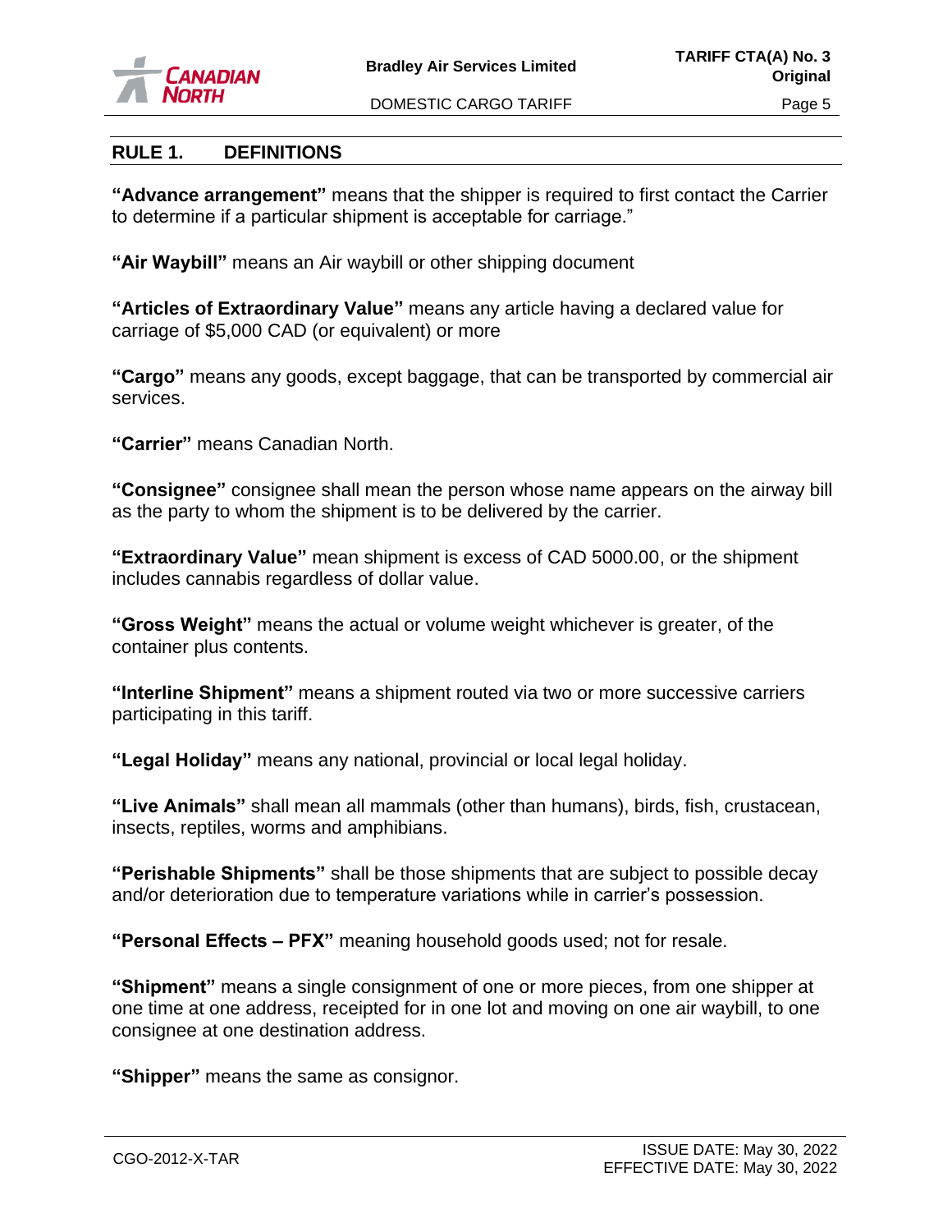## RULE 1. DEFINITIONS

**"Advance arrangement"** means that the shipper is required to first contact the Carrier to determine if a particular shipment is acceptable for carriage."

**"Air Waybill"** means an Air waybill or other shipping document

**"Articles of Extraordinary Value"** means any article having a declared value for carriage of $5,000 CAD (or equivalent) or more

**"Cargo"** means any goods, except baggage, that can be transported by commercial air services.

**"Carrier"** means Canadian North.

**"Consignee"** consignee shall mean the person whose name appears on the airway bill as the party to whom the shipment is to be delivered by the carrier.

**"Extraordinary Value"** mean shipment is excess of CAD 5000.00, or the shipment includes cannabis regardless of dollar value.

**"Gross Weight"** means the actual or volume weight whichever is greater, of the container plus contents.

**"Interline Shipment"** means a shipment routed via two or more successive carriers participating in this tariff.

**"Legal Holiday"** means any national, provincial or local legal holiday.

**"Live Animals"** shall mean all mammals (other than humans), birds, fish, crustacean, insects, reptiles, worms and amphibians.

**"Perishable Shipments"** shall be those shipments that are subject to possible decay and/or deterioration due to temperature variations while in carrier's possession.

**"Personal Effects – PFX"** meaning household goods used; not for resale.

**"Shipment"** means a single consignment of one or more pieces, from one shipper at one time at one address, receipted for in one lot and moving on one air waybill, to one consignee at one destination address.

**"Shipper"** means the same as consignor.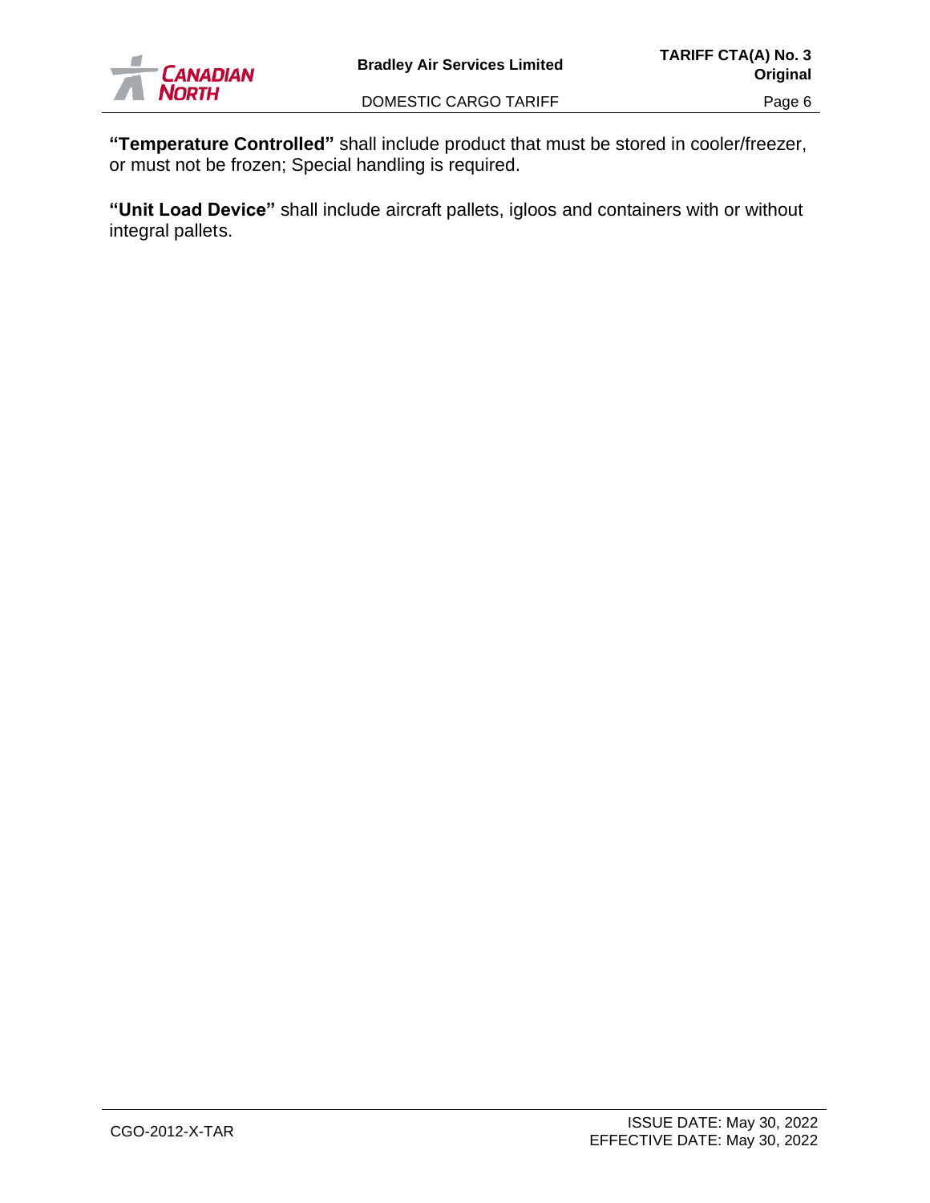**"Temperature Controlled"** shall include product that must be stored in cooler/freezer, or must not be frozen; Special handling is required.

**"Unit Load Device"** shall include aircraft pallets, igloos and containers with or without integral pallets.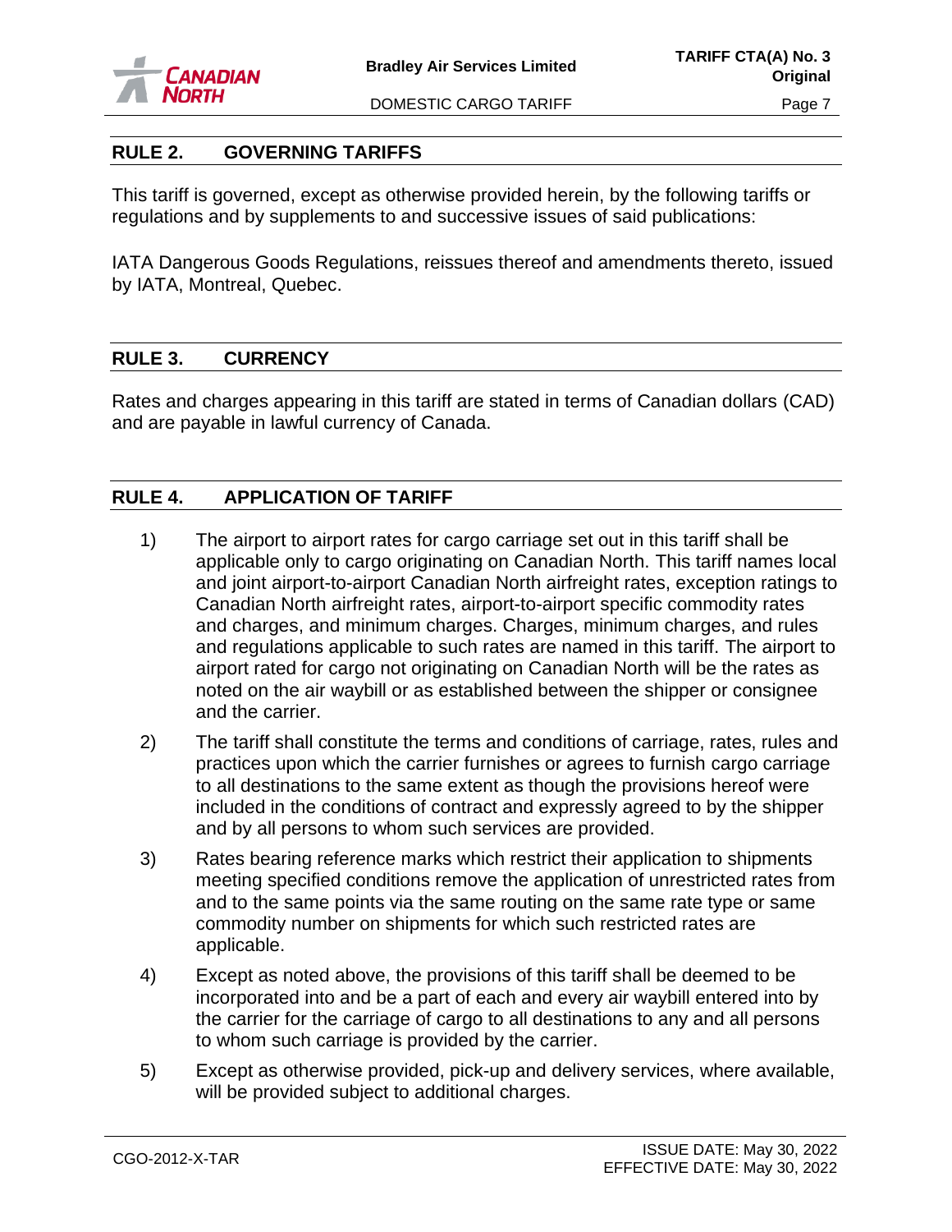## RULE 2. GOVERNING TARIFFS

This tariff is governed, except as otherwise provided herein, by the following tariffs or regulations and by supplements to and successive issues of said publications:

IATA Dangerous Goods Regulations, reissues thereof and amendments thereto, issued by IATA, Montreal, Quebec.

## RULE 3. CURRENCY

Rates and charges appearing in this tariff are stated in terms of Canadian dollars (CAD) and are payable in lawful currency of Canada.

## RULE 4. APPLICATION OF TARIFF

1) The airport to airport rates for cargo carriage set out in this tariff shall be applicable only to cargo originating on Canadian North. This tariff names local and joint airport-to-airport Canadian North airfreight rates, exception ratings to Canadian North airfreight rates, airport-to-airport specific commodity rates and charges, and minimum charges. Charges, minimum charges, and rules and regulations applicable to such rates are named in this tariff. The airport to airport rated for cargo not originating on Canadian North will be the rates as noted on the air waybill or as established between the shipper or consignee and the carrier.

2) The tariff shall constitute the terms and conditions of carriage, rates, rules and practices upon which the carrier furnishes or agrees to furnish cargo carriage to all destinations to the same extent as though the provisions hereof were included in the conditions of contract and expressly agreed to by the shipper and by all persons to whom such services are provided.

3) Rates bearing reference marks which restrict their application to shipments meeting specified conditions remove the application of unrestricted rates from and to the same points via the same routing on the same rate type or same commodity number on shipments for which such restricted rates are applicable.

4) Except as noted above, the provisions of this tariff shall be deemed to be incorporated into and be a part of each and every air waybill entered into by the carrier for the carriage of cargo to all destinations to any and all persons to whom such carriage is provided by the carrier.

5) Except as otherwise provided, pick-up and delivery services, where available, will be provided subject to additional charges.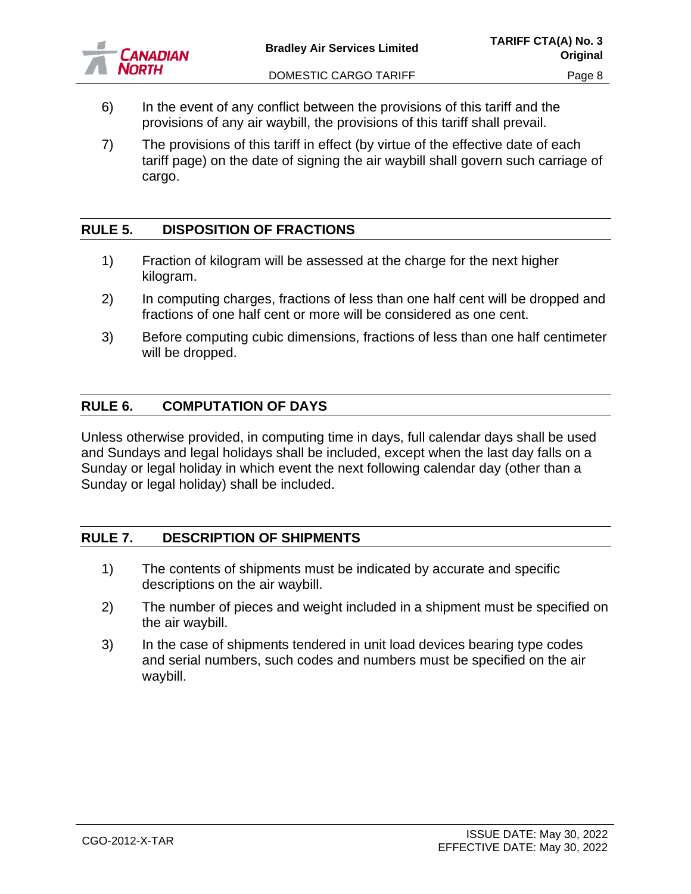6) In the event of any conflict between the provisions of this tariff and the provisions of any air waybill, the provisions of this tariff shall prevail.

7) The provisions of this tariff in effect (by virtue of the effective date of each tariff page) on the date of signing the air waybill shall govern such carriage of cargo.

## RULE 5. DISPOSITION OF FRACTIONS

1) Fraction of kilogram will be assessed at the charge for the next higher kilogram.

2) In computing charges, fractions of less than one half cent will be dropped and fractions of one half cent or more will be considered as one cent.

3) Before computing cubic dimensions, fractions of less than one half centimeter will be dropped.

## RULE 6. COMPUTATION OF DAYS

Unless otherwise provided, in computing time in days, full calendar days shall be used and Sundays and legal holidays shall be included, except when the last day falls on a Sunday or legal holiday in which event the next following calendar day (other than a Sunday or legal holiday) shall be included.

## RULE 7. DESCRIPTION OF SHIPMENTS

1) The contents of shipments must be indicated by accurate and specific descriptions on the air waybill.

2) The number of pieces and weight included in a shipment must be specified on the air waybill.

3) In the case of shipments tendered in unit load devices bearing type codes and serial numbers, such codes and numbers must be specified on the air waybill.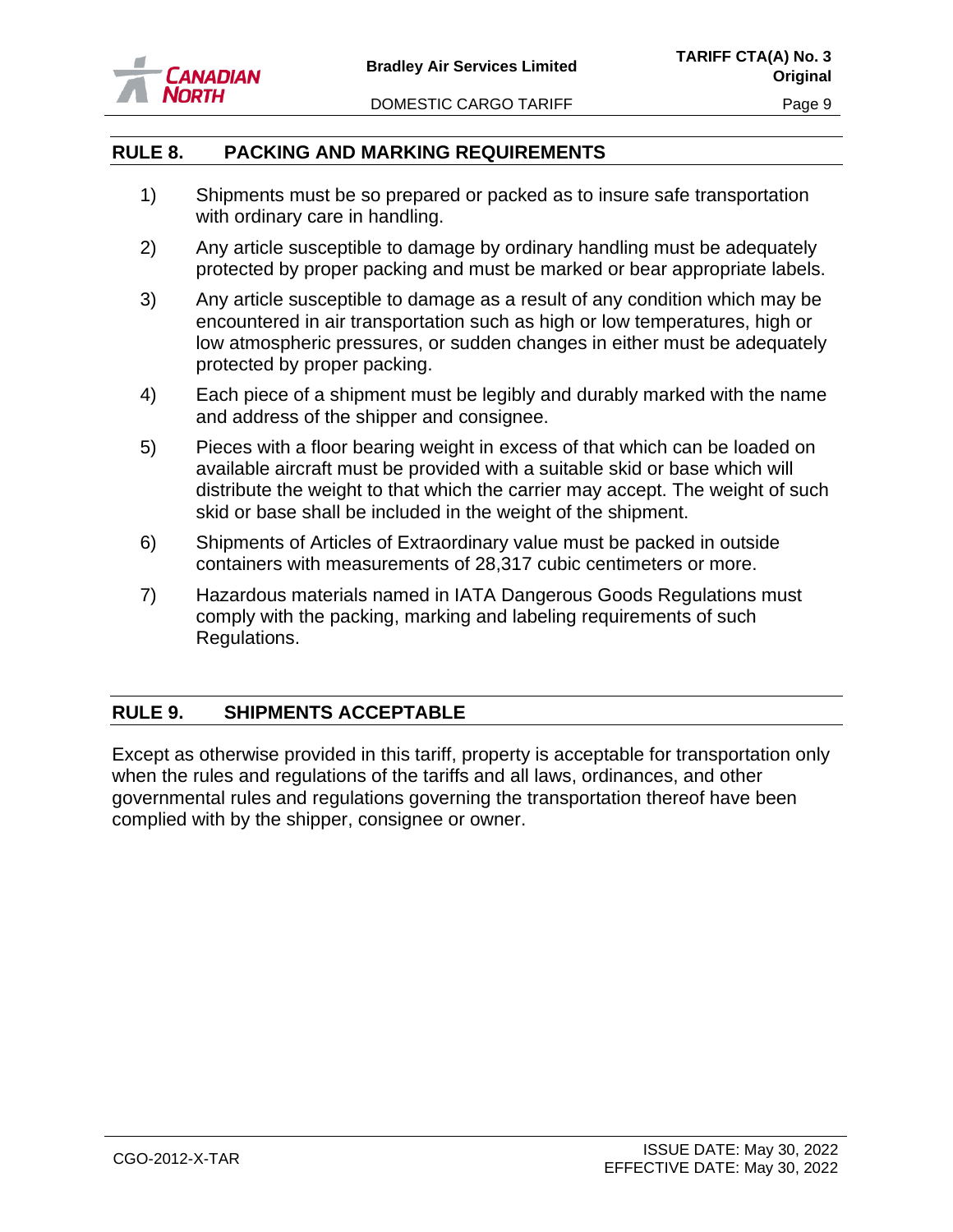## RULE 8. PACKING AND MARKING REQUIREMENTS

1) Shipments must be so prepared or packed as to insure safe transportation with ordinary care in handling.

2) Any article susceptible to damage by ordinary handling must be adequately protected by proper packing and must be marked or bear appropriate labels.

3) Any article susceptible to damage as a result of any condition which may be encountered in air transportation such as high or low temperatures, high or low atmospheric pressures, or sudden changes in either must be adequately protected by proper packing.

4) Each piece of a shipment must be legibly and durably marked with the name and address of the shipper and consignee.

5) Pieces with a floor bearing weight in excess of that which can be loaded on available aircraft must be provided with a suitable skid or base which will distribute the weight to that which the carrier may accept. The weight of such skid or base shall be included in the weight of the shipment.

6) Shipments of Articles of Extraordinary value must be packed in outside containers with measurements of 28,317 cubic centimeters or more.

7) Hazardous materials named in IATA Dangerous Goods Regulations must comply with the packing, marking and labeling requirements of such Regulations.

## RULE 9. SHIPMENTS ACCEPTABLE

Except as otherwise provided in this tariff, property is acceptable for transportation only when the rules and regulations of the tariffs and all laws, ordinances, and other governmental rules and regulations governing the transportation thereof have been complied with by the shipper, consignee or owner.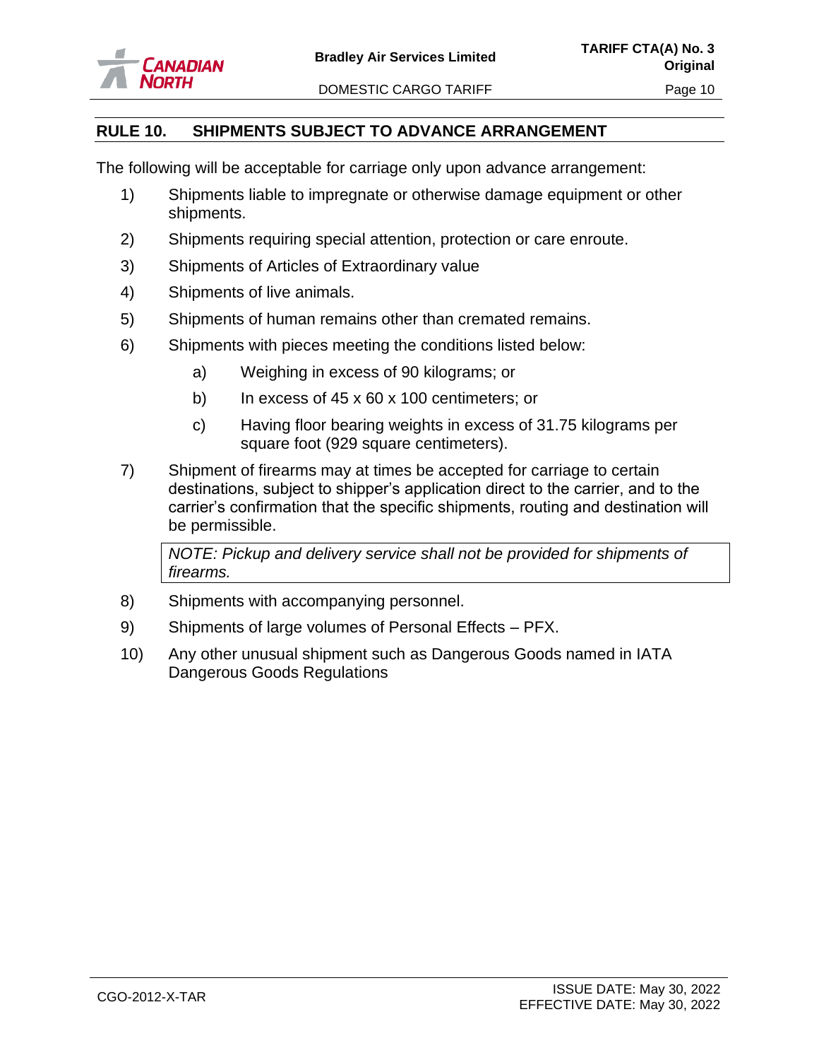## RULE 10. SHIPMENTS SUBJECT TO ADVANCE ARRANGEMENT

The following will be acceptable for carriage only upon advance arrangement:

1) Shipments liable to impregnate or otherwise damage equipment or other shipments.
2) Shipments requiring special attention, protection or care enroute.
3) Shipments of Articles of Extraordinary value
4) Shipments of live animals.
5) Shipments of human remains other than cremated remains.
6) Shipments with pieces meeting the conditions listed below:
   a) Weighing in excess of 90 kilograms; or
   b) In excess of 45 x 60 x 100 centimeters; or
   c) Having floor bearing weights in excess of 31.75 kilograms per square foot (929 square centimeters).
7) Shipment of firearms may at times be accepted for carriage to certain destinations, subject to shipper's application direct to the carrier, and to the carrier's confirmation that the specific shipments, routing and destination will be permissible.

   *NOTE: Pickup and delivery service shall not be provided for shipments of firearms.*

8) Shipments with accompanying personnel.
9) Shipments of large volumes of Personal Effects – PFX.
10) Any other unusual shipment such as Dangerous Goods named in IATA Dangerous Goods Regulations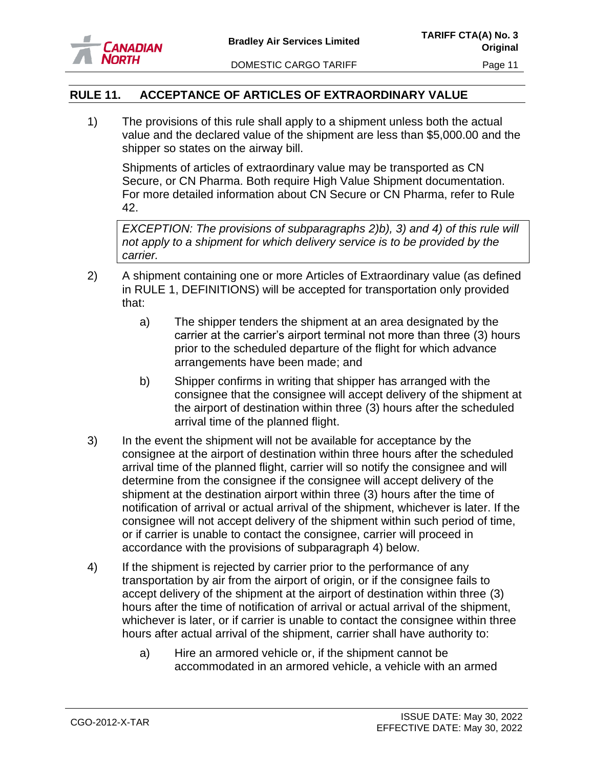## RULE 11. ACCEPTANCE OF ARTICLES OF EXTRAORDINARY VALUE

1) The provisions of this rule shall apply to a shipment unless both the actual value and the declared value of the shipment are less than $5,000.00 and the shipper so states on the airway bill.

   Shipments of articles of extraordinary value may be transported as CN Secure, or CN Pharma. Both require High Value Shipment documentation. For more detailed information about CN Secure or CN Pharma, refer to Rule 42.

   *EXCEPTION: The provisions of subparagraphs 2)b), 3) and 4) of this rule will not apply to a shipment for which delivery service is to be provided by the carrier.*

2) A shipment containing one or more Articles of Extraordinary value (as defined in RULE 1, DEFINITIONS) will be accepted for transportation only provided that:

   a) The shipper tenders the shipment at an area designated by the carrier at the carrier's airport terminal not more than three (3) hours prior to the scheduled departure of the flight for which advance arrangements have been made; and

   b) Shipper confirms in writing that shipper has arranged with the consignee that the consignee will accept delivery of the shipment at the airport of destination within three (3) hours after the scheduled arrival time of the planned flight.

3) In the event the shipment will not be available for acceptance by the consignee at the airport of destination within three hours after the scheduled arrival time of the planned flight, carrier will so notify the consignee and will determine from the consignee if the consignee will accept delivery of the shipment at the destination airport within three (3) hours after the time of notification of arrival or actual arrival of the shipment, whichever is later. If the consignee will not accept delivery of the shipment within such period of time, or if carrier is unable to contact the consignee, carrier will proceed in accordance with the provisions of subparagraph 4) below.

4) If the shipment is rejected by carrier prior to the performance of any transportation by air from the airport of origin, or if the consignee fails to accept delivery of the shipment at the airport of destination within three (3) hours after the time of notification of arrival or actual arrival of the shipment, whichever is later, or if carrier is unable to contact the consignee within three hours after actual arrival of the shipment, carrier shall have authority to:

   a) Hire an armored vehicle or, if the shipment cannot be accommodated in an armored vehicle, a vehicle with an armed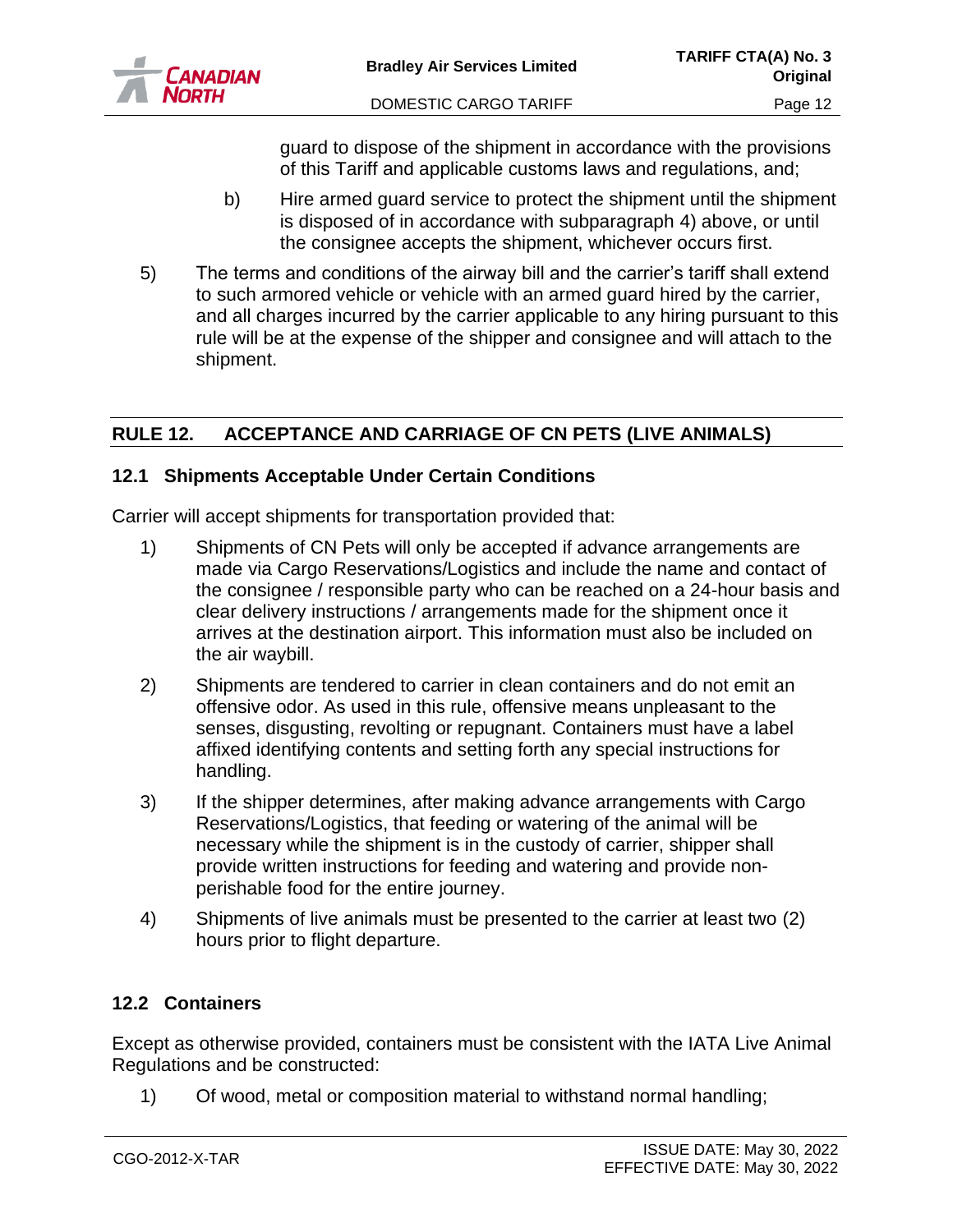guard to dispose of the shipment in accordance with the provisions of this Tariff and applicable customs laws and regulations, and;

b) Hire armed guard service to protect the shipment until the shipment is disposed of in accordance with subparagraph 4) above, or until the consignee accepts the shipment, whichever occurs first.

5) The terms and conditions of the airway bill and the carrier's tariff shall extend to such armored vehicle or vehicle with an armed guard hired by the carrier, and all charges incurred by the carrier applicable to any hiring pursuant to this rule will be at the expense of the shipper and consignee and will attach to the shipment.

## RULE 12. ACCEPTANCE AND CARRIAGE OF CN PETS (LIVE ANIMALS)

### 12.1 Shipments Acceptable Under Certain Conditions

Carrier will accept shipments for transportation provided that:

1) Shipments of CN Pets will only be accepted if advance arrangements are made via Cargo Reservations/Logistics and include the name and contact of the consignee / responsible party who can be reached on a 24-hour basis and clear delivery instructions / arrangements made for the shipment once it arrives at the destination airport. This information must also be included on the air waybill.

2) Shipments are tendered to carrier in clean containers and do not emit an offensive odor. As used in this rule, offensive means unpleasant to the senses, disgusting, revolting or repugnant. Containers must have a label affixed identifying contents and setting forth any special instructions for handling.

3) If the shipper determines, after making advance arrangements with Cargo Reservations/Logistics, that feeding or watering of the animal will be necessary while the shipment is in the custody of carrier, shipper shall provide written instructions for feeding and watering and provide non-perishable food for the entire journey.

4) Shipments of live animals must be presented to the carrier at least two (2) hours prior to flight departure.

### 12.2 Containers

Except as otherwise provided, containers must be consistent with the IATA Live Animal Regulations and be constructed:

1) Of wood, metal or composition material to withstand normal handling;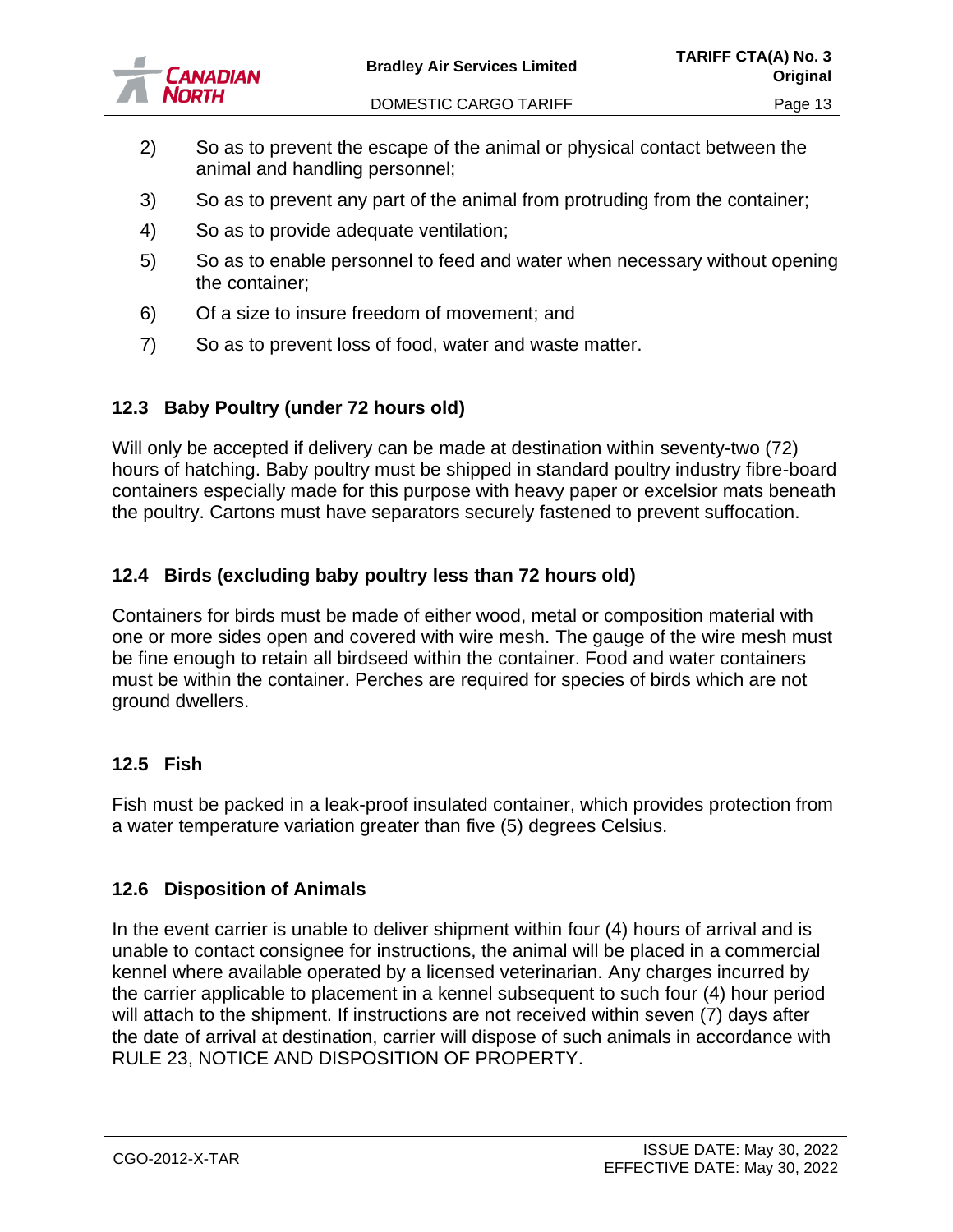2) So as to prevent the escape of the animal or physical contact between the animal and handling personnel;

3) So as to prevent any part of the animal from protruding from the container;

4) So as to provide adequate ventilation;

5) So as to enable personnel to feed and water when necessary without opening the container;

6) Of a size to insure freedom of movement; and

7) So as to prevent loss of food, water and waste matter.

### 12.3 Baby Poultry (under 72 hours old)

Will only be accepted if delivery can be made at destination within seventy-two (72) hours of hatching. Baby poultry must be shipped in standard poultry industry fibre-board containers especially made for this purpose with heavy paper or excelsior mats beneath the poultry. Cartons must have separators securely fastened to prevent suffocation.

### 12.4 Birds (excluding baby poultry less than 72 hours old)

Containers for birds must be made of either wood, metal or composition material with one or more sides open and covered with wire mesh. The gauge of the wire mesh must be fine enough to retain all birdseed within the container. Food and water containers must be within the container. Perches are required for species of birds which are not ground dwellers.

### 12.5 Fish

Fish must be packed in a leak-proof insulated container, which provides protection from a water temperature variation greater than five (5) degrees Celsius.

### 12.6 Disposition of Animals

In the event carrier is unable to deliver shipment within four (4) hours of arrival and is unable to contact consignee for instructions, the animal will be placed in a commercial kennel where available operated by a licensed veterinarian. Any charges incurred by the carrier applicable to placement in a kennel subsequent to such four (4) hour period will attach to the shipment. If instructions are not received within seven (7) days after the date of arrival at destination, carrier will dispose of such animals in accordance with RULE 23, NOTICE AND DISPOSITION OF PROPERTY.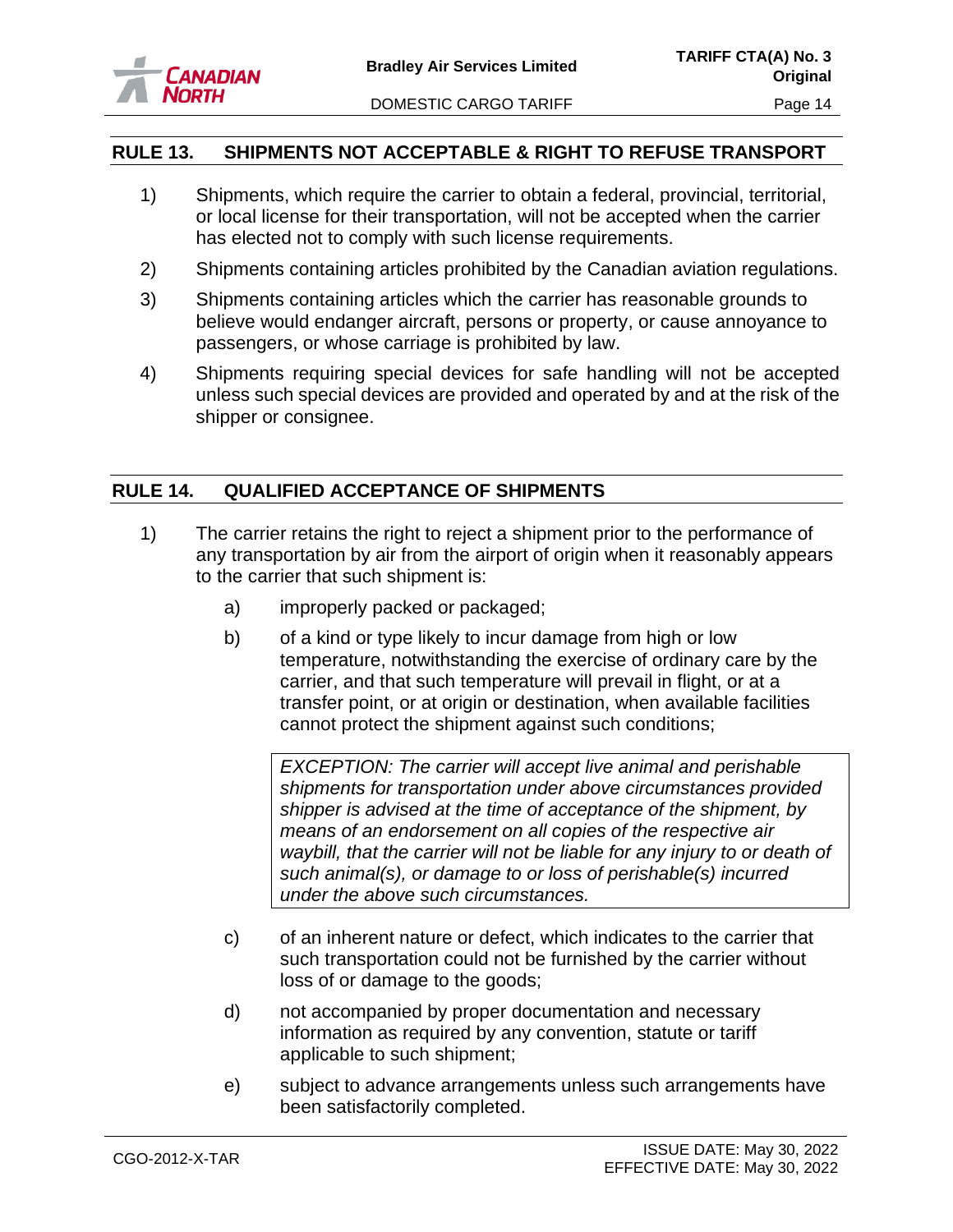## RULE 13. SHIPMENTS NOT ACCEPTABLE & RIGHT TO REFUSE TRANSPORT

1) Shipments, which require the carrier to obtain a federal, provincial, territorial, or local license for their transportation, will not be accepted when the carrier has elected not to comply with such license requirements.

2) Shipments containing articles prohibited by the Canadian aviation regulations.

3) Shipments containing articles which the carrier has reasonable grounds to believe would endanger aircraft, persons or property, or cause annoyance to passengers, or whose carriage is prohibited by law.

4) Shipments requiring special devices for safe handling will not be accepted unless such special devices are provided and operated by and at the risk of the shipper or consignee.

## RULE 14. QUALIFIED ACCEPTANCE OF SHIPMENTS

1) The carrier retains the right to reject a shipment prior to the performance of any transportation by air from the airport of origin when it reasonably appears to the carrier that such shipment is:

   a) improperly packed or packaged;

   b) of a kind or type likely to incur damage from high or low temperature, notwithstanding the exercise of ordinary care by the carrier, and that such temperature will prevail in flight, or at a transfer point, or at origin or destination, when available facilities cannot protect the shipment against such conditions;

      *EXCEPTION: The carrier will accept live animal and perishable shipments for transportation under above circumstances provided shipper is advised at the time of acceptance of the shipment, by means of an endorsement on all copies of the respective air waybill, that the carrier will not be liable for any injury to or death of such animal(s), or damage to or loss of perishable(s) incurred under the above such circumstances.*

   c) of an inherent nature or defect, which indicates to the carrier that such transportation could not be furnished by the carrier without loss of or damage to the goods;

   d) not accompanied by proper documentation and necessary information as required by any convention, statute or tariff applicable to such shipment;

   e) subject to advance arrangements unless such arrangements have been satisfactorily completed.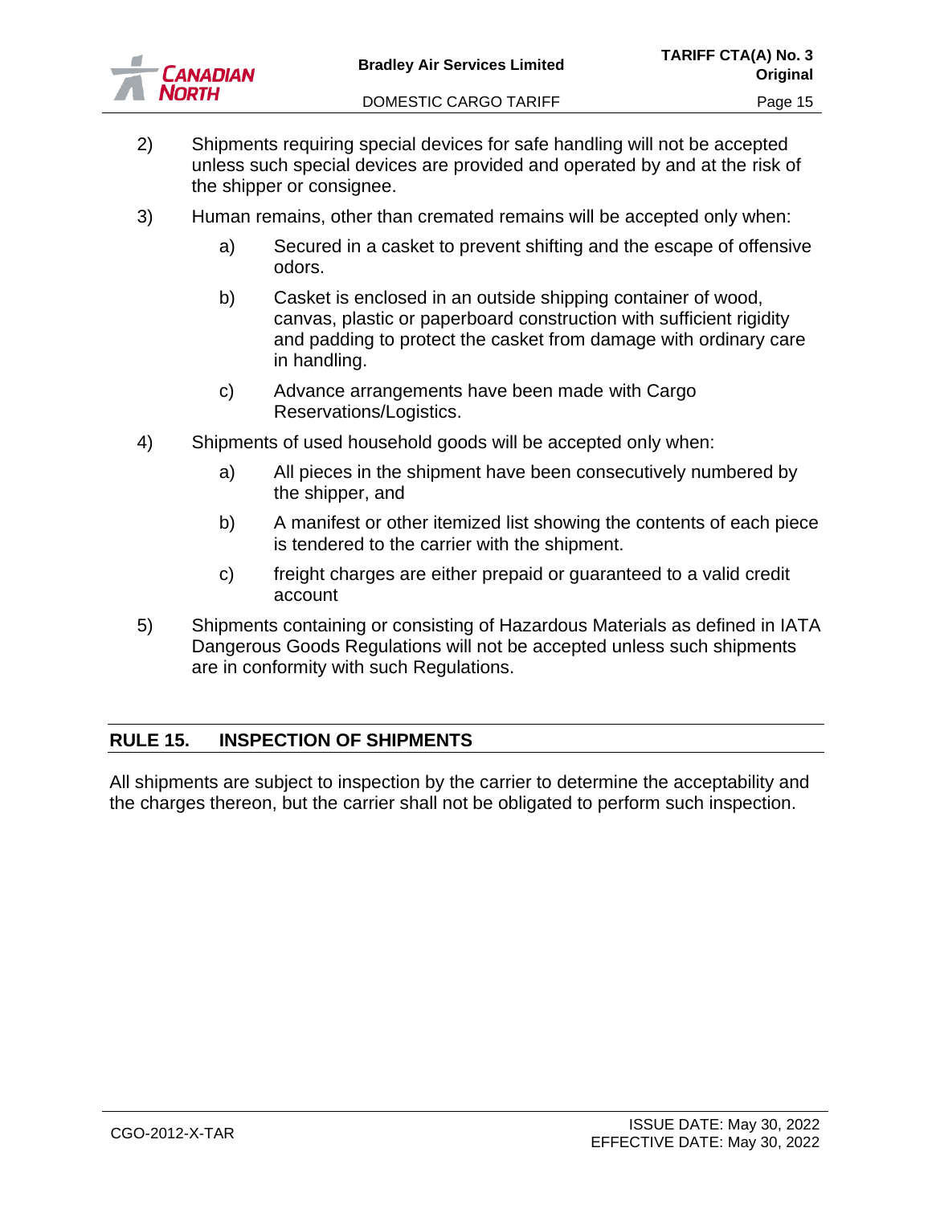2) Shipments requiring special devices for safe handling will not be accepted unless such special devices are provided and operated by and at the risk of the shipper or consignee.

3) Human remains, other than cremated remains will be accepted only when:

   a) Secured in a casket to prevent shifting and the escape of offensive odors.

   b) Casket is enclosed in an outside shipping container of wood, canvas, plastic or paperboard construction with sufficient rigidity and padding to protect the casket from damage with ordinary care in handling.

   c) Advance arrangements have been made with Cargo Reservations/Logistics.

4) Shipments of used household goods will be accepted only when:

   a) All pieces in the shipment have been consecutively numbered by the shipper, and

   b) A manifest or other itemized list showing the contents of each piece is tendered to the carrier with the shipment.

   c) freight charges are either prepaid or guaranteed to a valid credit account

5) Shipments containing or consisting of Hazardous Materials as defined in IATA Dangerous Goods Regulations will not be accepted unless such shipments are in conformity with such Regulations.

## RULE 15. INSPECTION OF SHIPMENTS

All shipments are subject to inspection by the carrier to determine the acceptability and the charges thereon, but the carrier shall not be obligated to perform such inspection.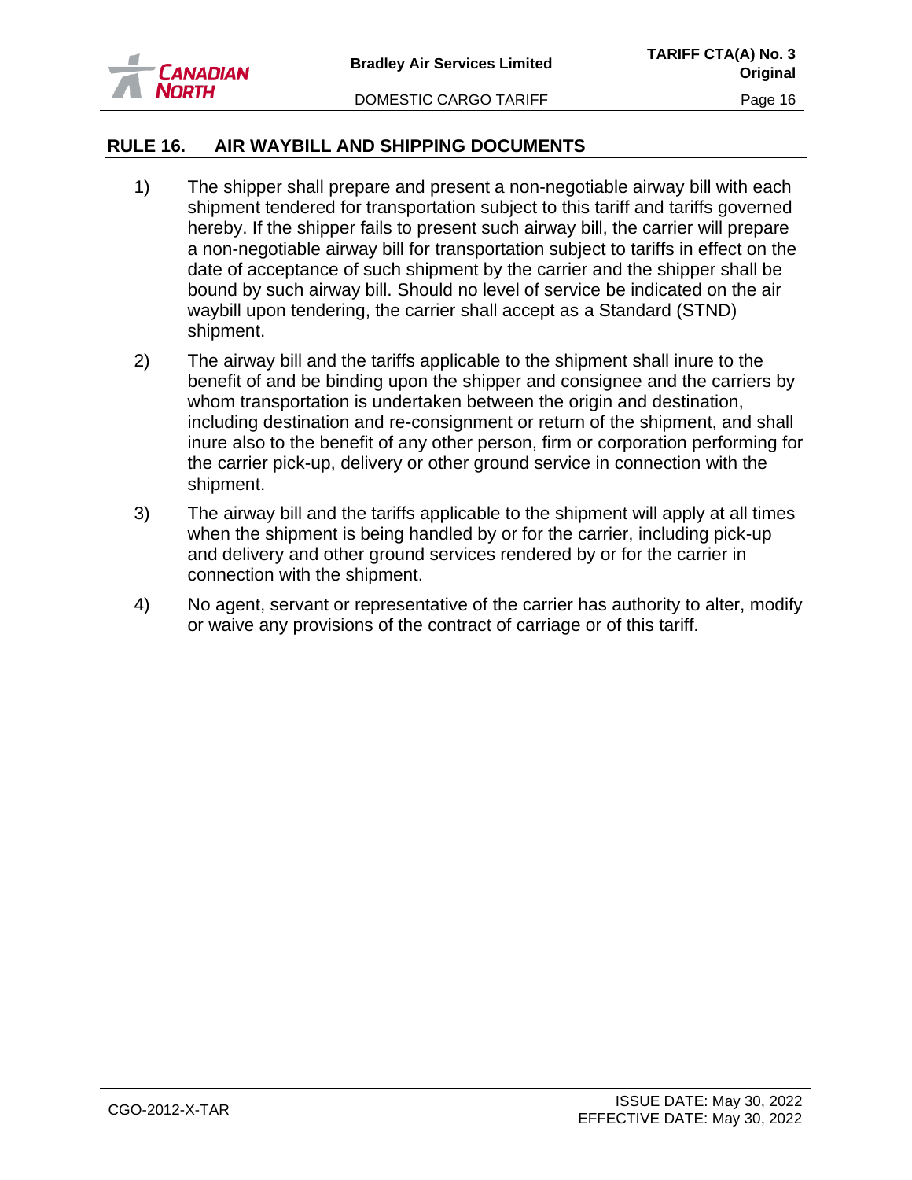## RULE 16. AIR WAYBILL AND SHIPPING DOCUMENTS

1) The shipper shall prepare and present a non-negotiable airway bill with each shipment tendered for transportation subject to this tariff and tariffs governed hereby. If the shipper fails to present such airway bill, the carrier will prepare a non-negotiable airway bill for transportation subject to tariffs in effect on the date of acceptance of such shipment by the carrier and the shipper shall be bound by such airway bill. Should no level of service be indicated on the air waybill upon tendering, the carrier shall accept as a Standard (STND) shipment.

2) The airway bill and the tariffs applicable to the shipment shall inure to the benefit of and be binding upon the shipper and consignee and the carriers by whom transportation is undertaken between the origin and destination, including destination and re-consignment or return of the shipment, and shall inure also to the benefit of any other person, firm or corporation performing for the carrier pick-up, delivery or other ground service in connection with the shipment.

3) The airway bill and the tariffs applicable to the shipment will apply at all times when the shipment is being handled by or for the carrier, including pick-up and delivery and other ground services rendered by or for the carrier in connection with the shipment.

4) No agent, servant or representative of the carrier has authority to alter, modify or waive any provisions of the contract of carriage or of this tariff.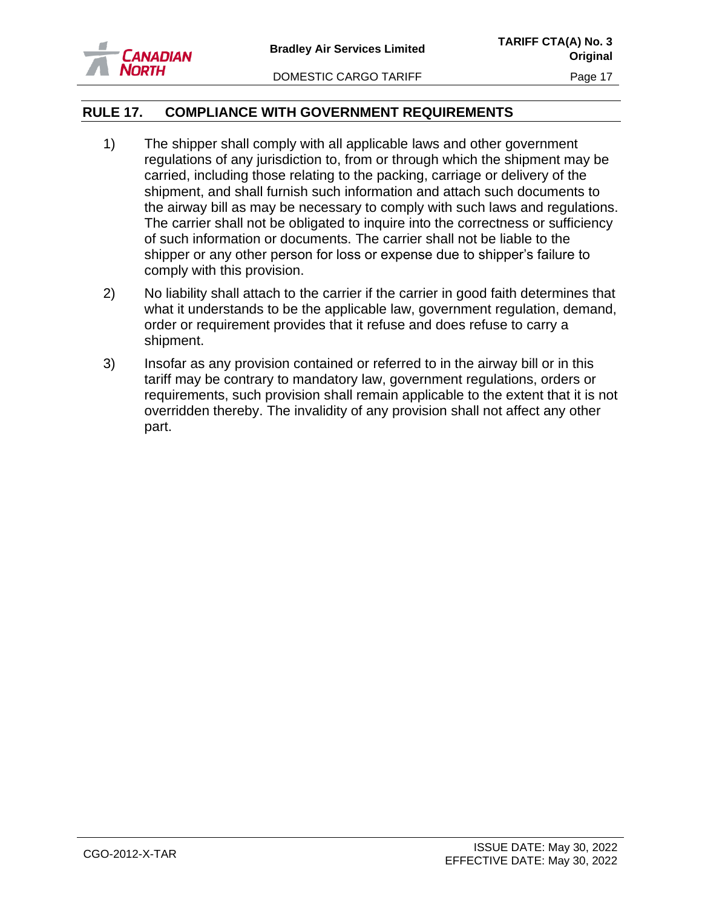## RULE 17. COMPLIANCE WITH GOVERNMENT REQUIREMENTS

1) The shipper shall comply with all applicable laws and other government regulations of any jurisdiction to, from or through which the shipment may be carried, including those relating to the packing, carriage or delivery of the shipment, and shall furnish such information and attach such documents to the airway bill as may be necessary to comply with such laws and regulations. The carrier shall not be obligated to inquire into the correctness or sufficiency of such information or documents. The carrier shall not be liable to the shipper or any other person for loss or expense due to shipper's failure to comply with this provision.

2) No liability shall attach to the carrier if the carrier in good faith determines that what it understands to be the applicable law, government regulation, demand, order or requirement provides that it refuse and does refuse to carry a shipment.

3) Insofar as any provision contained or referred to in the airway bill or in this tariff may be contrary to mandatory law, government regulations, orders or requirements, such provision shall remain applicable to the extent that it is not overridden thereby. The invalidity of any provision shall not affect any other part.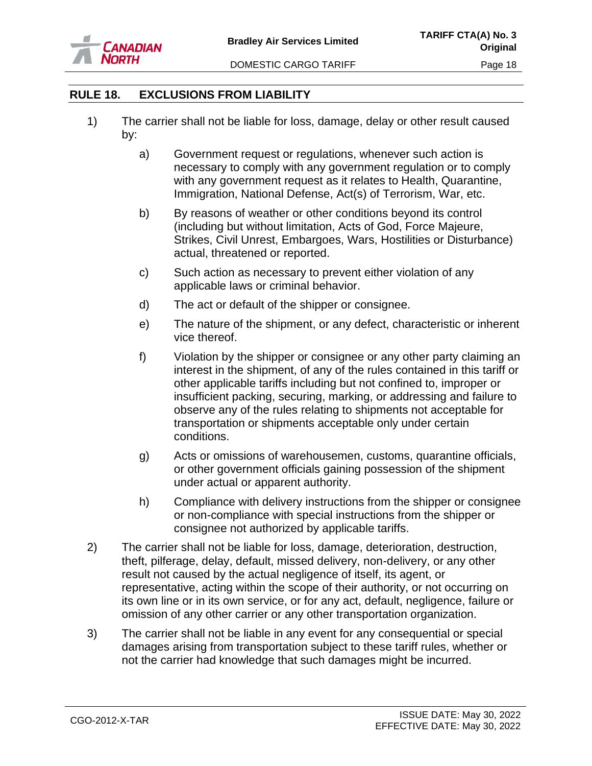## RULE 18. EXCLUSIONS FROM LIABILITY

1) The carrier shall not be liable for loss, damage, delay or other result caused by:

   a) Government request or regulations, whenever such action is necessary to comply with any government regulation or to comply with any government request as it relates to Health, Quarantine, Immigration, National Defense, Act(s) of Terrorism, War, etc.

   b) By reasons of weather or other conditions beyond its control (including but without limitation, Acts of God, Force Majeure, Strikes, Civil Unrest, Embargoes, Wars, Hostilities or Disturbance) actual, threatened or reported.

   c) Such action as necessary to prevent either violation of any applicable laws or criminal behavior.

   d) The act or default of the shipper or consignee.

   e) The nature of the shipment, or any defect, characteristic or inherent vice thereof.

   f) Violation by the shipper or consignee or any other party claiming an interest in the shipment, of any of the rules contained in this tariff or other applicable tariffs including but not confined to, improper or insufficient packing, securing, marking, or addressing and failure to observe any of the rules relating to shipments not acceptable for transportation or shipments acceptable only under certain conditions.

   g) Acts or omissions of warehousemen, customs, quarantine officials, or other government officials gaining possession of the shipment under actual or apparent authority.

   h) Compliance with delivery instructions from the shipper or consignee or non-compliance with special instructions from the shipper or consignee not authorized by applicable tariffs.

2) The carrier shall not be liable for loss, damage, deterioration, destruction, theft, pilferage, delay, default, missed delivery, non-delivery, or any other result not caused by the actual negligence of itself, its agent, or representative, acting within the scope of their authority, or not occurring on its own line or in its own service, or for any act, default, negligence, failure or omission of any other carrier or any other transportation organization.

3) The carrier shall not be liable in any event for any consequential or special damages arising from transportation subject to these tariff rules, whether or not the carrier had knowledge that such damages might be incurred.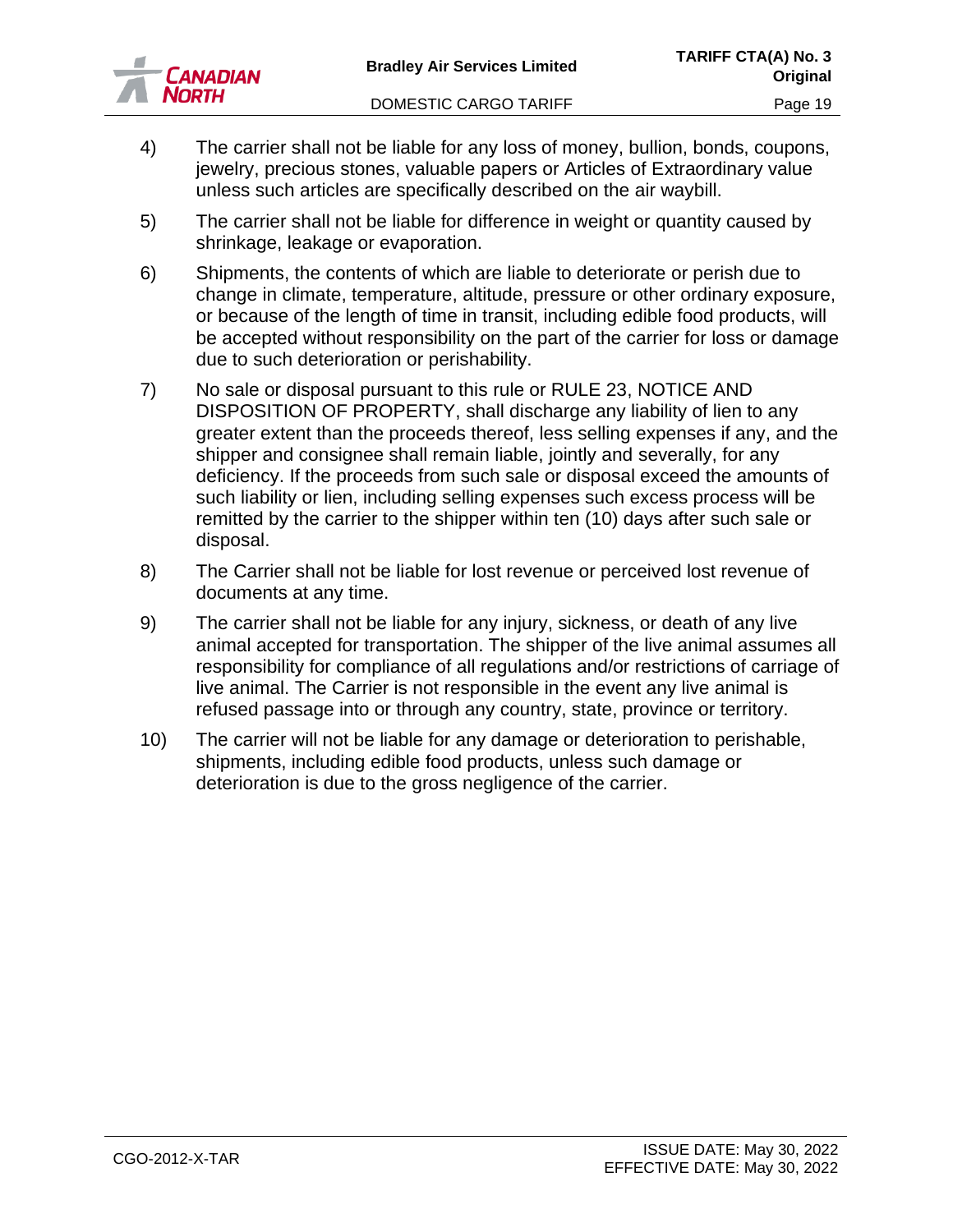4) The carrier shall not be liable for any loss of money, bullion, bonds, coupons, jewelry, precious stones, valuable papers or Articles of Extraordinary value unless such articles are specifically described on the air waybill.

5) The carrier shall not be liable for difference in weight or quantity caused by shrinkage, leakage or evaporation.

6) Shipments, the contents of which are liable to deteriorate or perish due to change in climate, temperature, altitude, pressure or other ordinary exposure, or because of the length of time in transit, including edible food products, will be accepted without responsibility on the part of the carrier for loss or damage due to such deterioration or perishability.

7) No sale or disposal pursuant to this rule or RULE 23, NOTICE AND DISPOSITION OF PROPERTY, shall discharge any liability of lien to any greater extent than the proceeds thereof, less selling expenses if any, and the shipper and consignee shall remain liable, jointly and severally, for any deficiency. If the proceeds from such sale or disposal exceed the amounts of such liability or lien, including selling expenses such excess process will be remitted by the carrier to the shipper within ten (10) days after such sale or disposal.

8) The Carrier shall not be liable for lost revenue or perceived lost revenue of documents at any time.

9) The carrier shall not be liable for any injury, sickness, or death of any live animal accepted for transportation. The shipper of the live animal assumes all responsibility for compliance of all regulations and/or restrictions of carriage of live animal. The Carrier is not responsible in the event any live animal is refused passage into or through any country, state, province or territory.

10) The carrier will not be liable for any damage or deterioration to perishable, shipments, including edible food products, unless such damage or deterioration is due to the gross negligence of the carrier.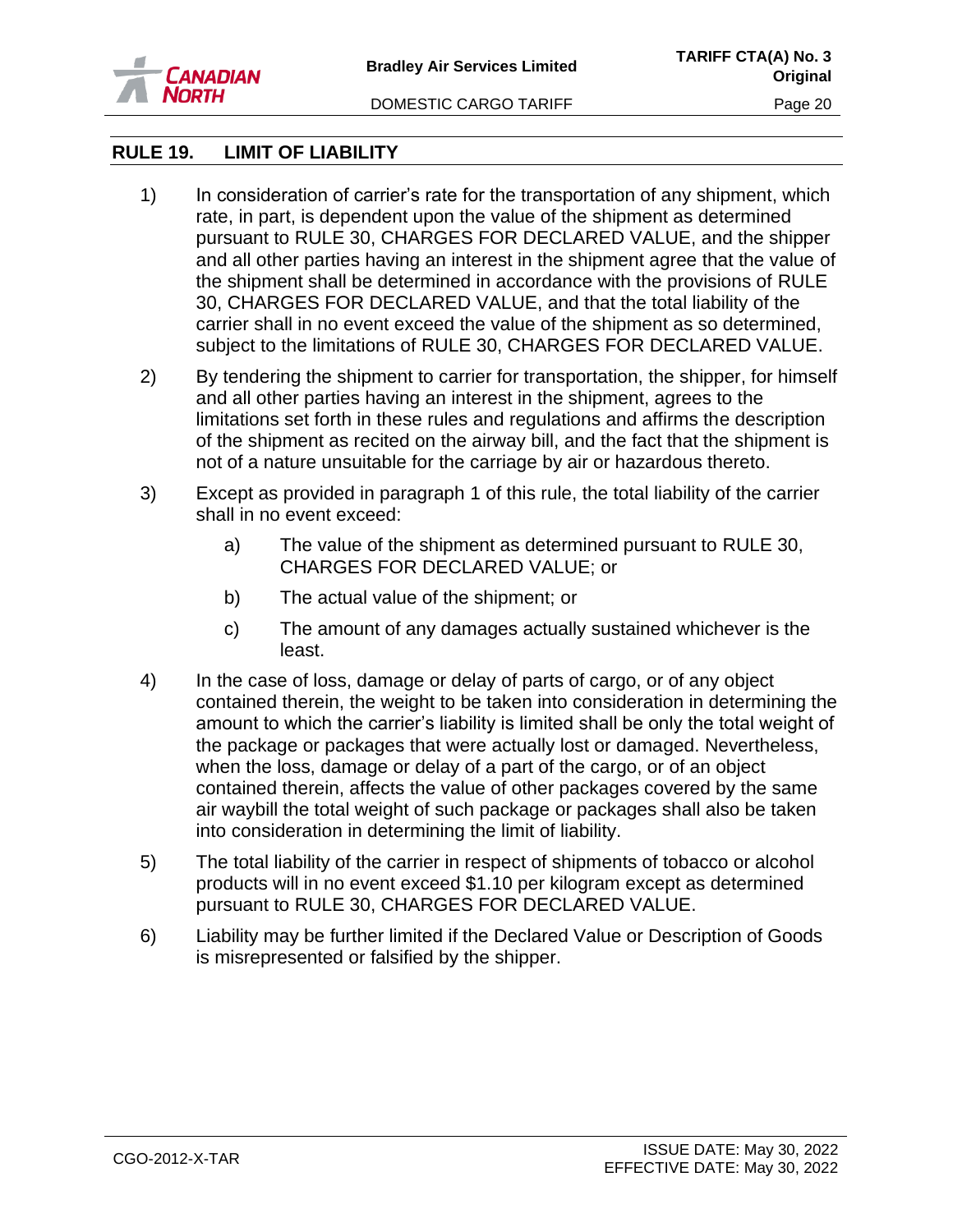## RULE 19. LIMIT OF LIABILITY

1) In consideration of carrier's rate for the transportation of any shipment, which rate, in part, is dependent upon the value of the shipment as determined pursuant to RULE 30, CHARGES FOR DECLARED VALUE, and the shipper and all other parties having an interest in the shipment agree that the value of the shipment shall be determined in accordance with the provisions of RULE 30, CHARGES FOR DECLARED VALUE, and that the total liability of the carrier shall in no event exceed the value of the shipment as so determined, subject to the limitations of RULE 30, CHARGES FOR DECLARED VALUE.

2) By tendering the shipment to carrier for transportation, the shipper, for himself and all other parties having an interest in the shipment, agrees to the limitations set forth in these rules and regulations and affirms the description of the shipment as recited on the airway bill, and the fact that the shipment is not of a nature unsuitable for the carriage by air or hazardous thereto.

3) Except as provided in paragraph 1 of this rule, the total liability of the carrier shall in no event exceed:

   a) The value of the shipment as determined pursuant to RULE 30, CHARGES FOR DECLARED VALUE; or

   b) The actual value of the shipment; or

   c) The amount of any damages actually sustained whichever is the least.

4) In the case of loss, damage or delay of parts of cargo, or of any object contained therein, the weight to be taken into consideration in determining the amount to which the carrier's liability is limited shall be only the total weight of the package or packages that were actually lost or damaged. Nevertheless, when the loss, damage or delay of a part of the cargo, or of an object contained therein, affects the value of other packages covered by the same air waybill the total weight of such package or packages shall also be taken into consideration in determining the limit of liability.

5) The total liability of the carrier in respect of shipments of tobacco or alcohol products will in no event exceed $1.10 per kilogram except as determined pursuant to RULE 30, CHARGES FOR DECLARED VALUE.

6) Liability may be further limited if the Declared Value or Description of Goods is misrepresented or falsified by the shipper.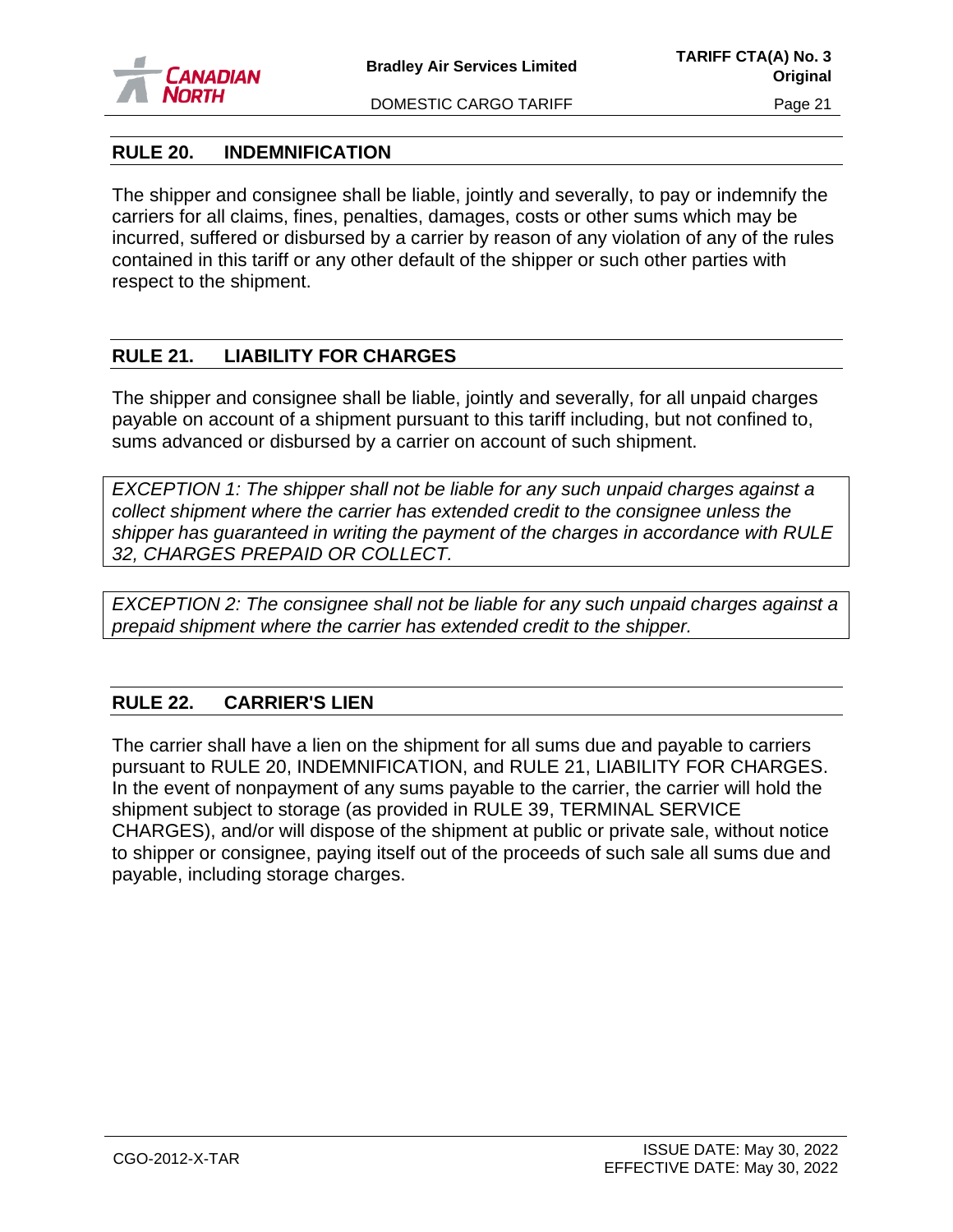## RULE 20. INDEMNIFICATION

The shipper and consignee shall be liable, jointly and severally, to pay or indemnify the carriers for all claims, fines, penalties, damages, costs or other sums which may be incurred, suffered or disbursed by a carrier by reason of any violation of any of the rules contained in this tariff or any other default of the shipper or such other parties with respect to the shipment.

## RULE 21. LIABILITY FOR CHARGES

The shipper and consignee shall be liable, jointly and severally, for all unpaid charges payable on account of a shipment pursuant to this tariff including, but not confined to, sums advanced or disbursed by a carrier on account of such shipment.

*EXCEPTION 1: The shipper shall not be liable for any such unpaid charges against a collect shipment where the carrier has extended credit to the consignee unless the shipper has guaranteed in writing the payment of the charges in accordance with RULE 32, CHARGES PREPAID OR COLLECT.*

*EXCEPTION 2: The consignee shall not be liable for any such unpaid charges against a prepaid shipment where the carrier has extended credit to the shipper.*

## RULE 22. CARRIER'S LIEN

The carrier shall have a lien on the shipment for all sums due and payable to carriers pursuant to RULE 20, INDEMNIFICATION, and RULE 21, LIABILITY FOR CHARGES. In the event of nonpayment of any sums payable to the carrier, the carrier will hold the shipment subject to storage (as provided in RULE 39, TERMINAL SERVICE CHARGES), and/or will dispose of the shipment at public or private sale, without notice to shipper or consignee, paying itself out of the proceeds of such sale all sums due and payable, including storage charges.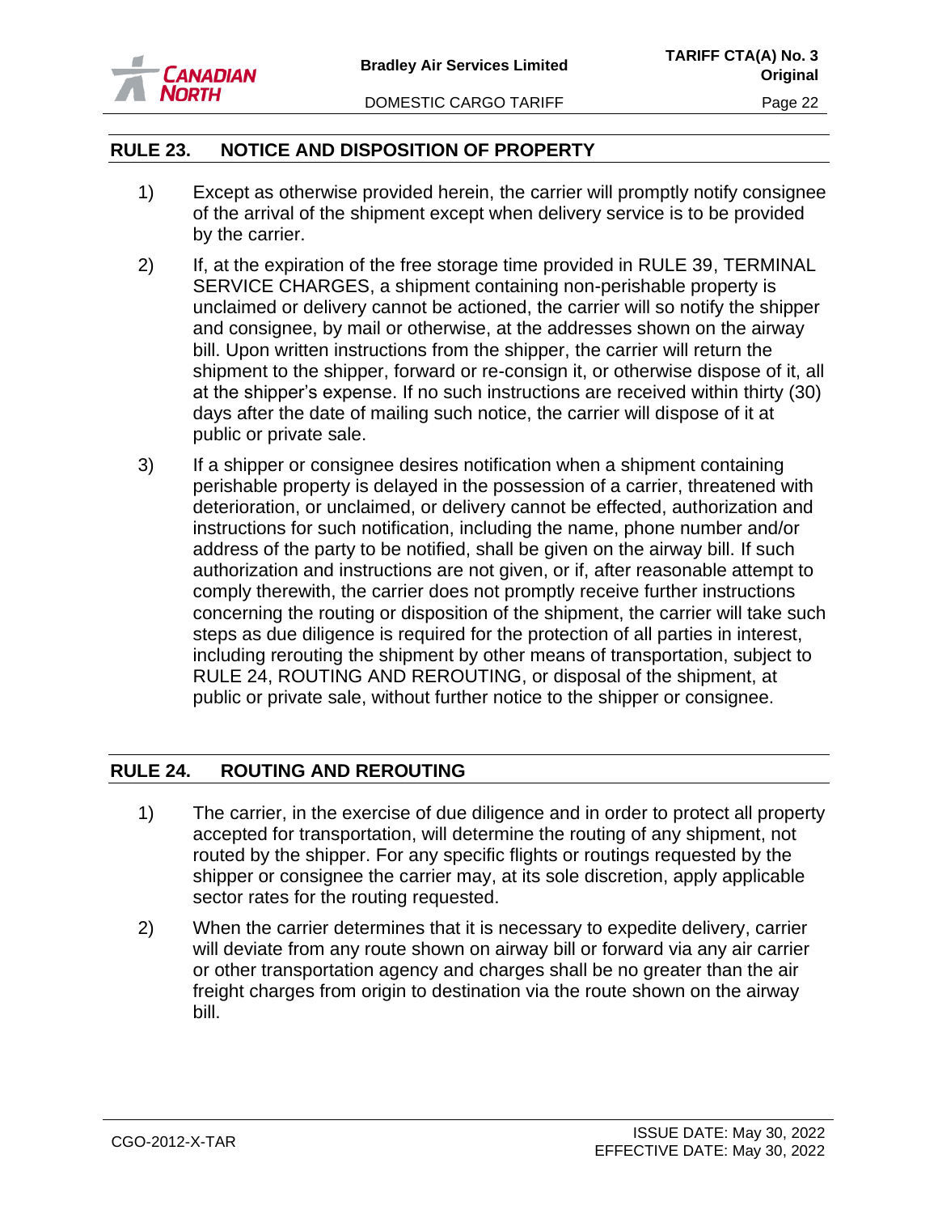## RULE 23. NOTICE AND DISPOSITION OF PROPERTY

1) Except as otherwise provided herein, the carrier will promptly notify consignee of the arrival of the shipment except when delivery service is to be provided by the carrier.

2) If, at the expiration of the free storage time provided in RULE 39, TERMINAL SERVICE CHARGES, a shipment containing non-perishable property is unclaimed or delivery cannot be actioned, the carrier will so notify the shipper and consignee, by mail or otherwise, at the addresses shown on the airway bill. Upon written instructions from the shipper, the carrier will return the shipment to the shipper, forward or re-consign it, or otherwise dispose of it, all at the shipper's expense. If no such instructions are received within thirty (30) days after the date of mailing such notice, the carrier will dispose of it at public or private sale.

3) If a shipper or consignee desires notification when a shipment containing perishable property is delayed in the possession of a carrier, threatened with deterioration, or unclaimed, or delivery cannot be effected, authorization and instructions for such notification, including the name, phone number and/or address of the party to be notified, shall be given on the airway bill. If such authorization and instructions are not given, or if, after reasonable attempt to comply therewith, the carrier does not promptly receive further instructions concerning the routing or disposition of the shipment, the carrier will take such steps as due diligence is required for the protection of all parties in interest, including rerouting the shipment by other means of transportation, subject to RULE 24, ROUTING AND REROUTING, or disposal of the shipment, at public or private sale, without further notice to the shipper or consignee.

## RULE 24. ROUTING AND REROUTING

1) The carrier, in the exercise of due diligence and in order to protect all property accepted for transportation, will determine the routing of any shipment, not routed by the shipper. For any specific flights or routings requested by the shipper or consignee the carrier may, at its sole discretion, apply applicable sector rates for the routing requested.

2) When the carrier determines that it is necessary to expedite delivery, carrier will deviate from any route shown on airway bill or forward via any air carrier or other transportation agency and charges shall be no greater than the air freight charges from origin to destination via the route shown on the airway bill.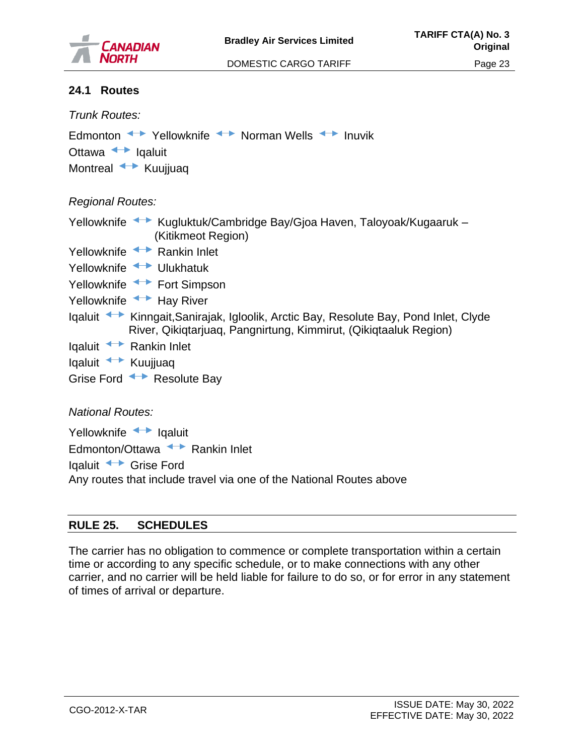## 24.1 Routes

*Trunk Routes:*

Edmonton ↔ Yellowknife ↔ Norman Wells ↔ Inuvik
Ottawa ↔ Iqaluit
Montreal ↔ Kuujjuaq

*Regional Routes:*

Yellowknife ↔ Kugluktuk/Cambridge Bay/Gjoa Haven, Taloyoak/Kugaaruk – (Kitikmeot Region)
Yellowknife ↔ Rankin Inlet
Yellowknife ↔ Ulukhatuk
Yellowknife ↔ Fort Simpson
Yellowknife ↔ Hay River
Iqaluit ↔ Kinngait,Sanirajak, Igloolik, Arctic Bay, Resolute Bay, Pond Inlet, Clyde River, Qikiqtarjuaq, Pangnirtung, Kimmirut, (Qikiqtaaluk Region)
Iqaluit ↔ Rankin Inlet
Iqaluit ↔ Kuujjuaq
Grise Ford ↔ Resolute Bay

*National Routes:*

Yellowknife ↔ Iqaluit
Edmonton/Ottawa ↔ Rankin Inlet
Iqaluit ↔ Grise Ford
Any routes that include travel via one of the National Routes above

## RULE 25. SCHEDULES

The carrier has no obligation to commence or complete transportation within a certain time or according to any specific schedule, or to make connections with any other carrier, and no carrier will be held liable for failure to do so, or for error in any statement of times of arrival or departure.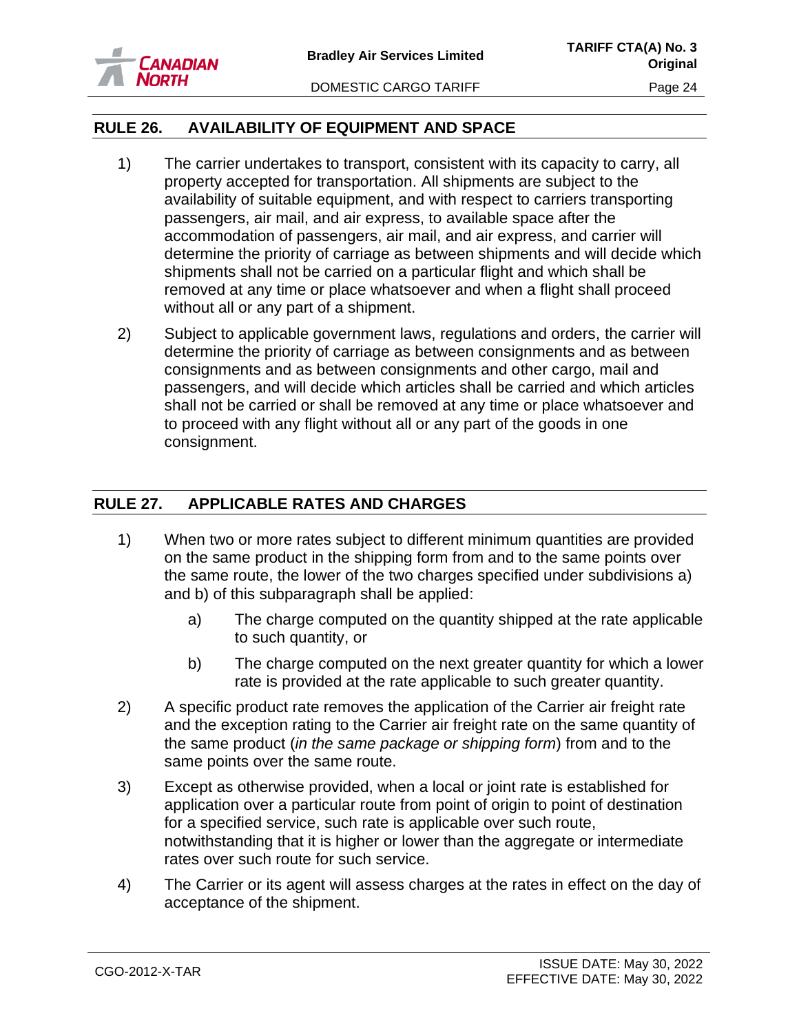## RULE 26. AVAILABILITY OF EQUIPMENT AND SPACE

1) The carrier undertakes to transport, consistent with its capacity to carry, all property accepted for transportation. All shipments are subject to the availability of suitable equipment, and with respect to carriers transporting passengers, air mail, and air express, to available space after the accommodation of passengers, air mail, and air express, and carrier will determine the priority of carriage as between shipments and will decide which shipments shall not be carried on a particular flight and which shall be removed at any time or place whatsoever and when a flight shall proceed without all or any part of a shipment.

2) Subject to applicable government laws, regulations and orders, the carrier will determine the priority of carriage as between consignments and as between consignments and other cargo, mail and passengers, and will decide which articles shall be carried and which articles shall not be carried or shall be removed at any time or place whatsoever and to proceed with any flight without all or any part of the goods in one consignment.

## RULE 27. APPLICABLE RATES AND CHARGES

1) When two or more rates subject to different minimum quantities are provided on the same product in the shipping form from and to the same points over the same route, the lower of the two charges specified under subdivisions a) and b) of this subparagraph shall be applied:

   a) The charge computed on the quantity shipped at the rate applicable to such quantity, or

   b) The charge computed on the next greater quantity for which a lower rate is provided at the rate applicable to such greater quantity.

2) A specific product rate removes the application of the Carrier air freight rate and the exception rating to the Carrier air freight rate on the same quantity of the same product (*in the same package or shipping form*) from and to the same points over the same route.

3) Except as otherwise provided, when a local or joint rate is established for application over a particular route from point of origin to point of destination for a specified service, such rate is applicable over such route, notwithstanding that it is higher or lower than the aggregate or intermediate rates over such route for such service.

4) The Carrier or its agent will assess charges at the rates in effect on the day of acceptance of the shipment.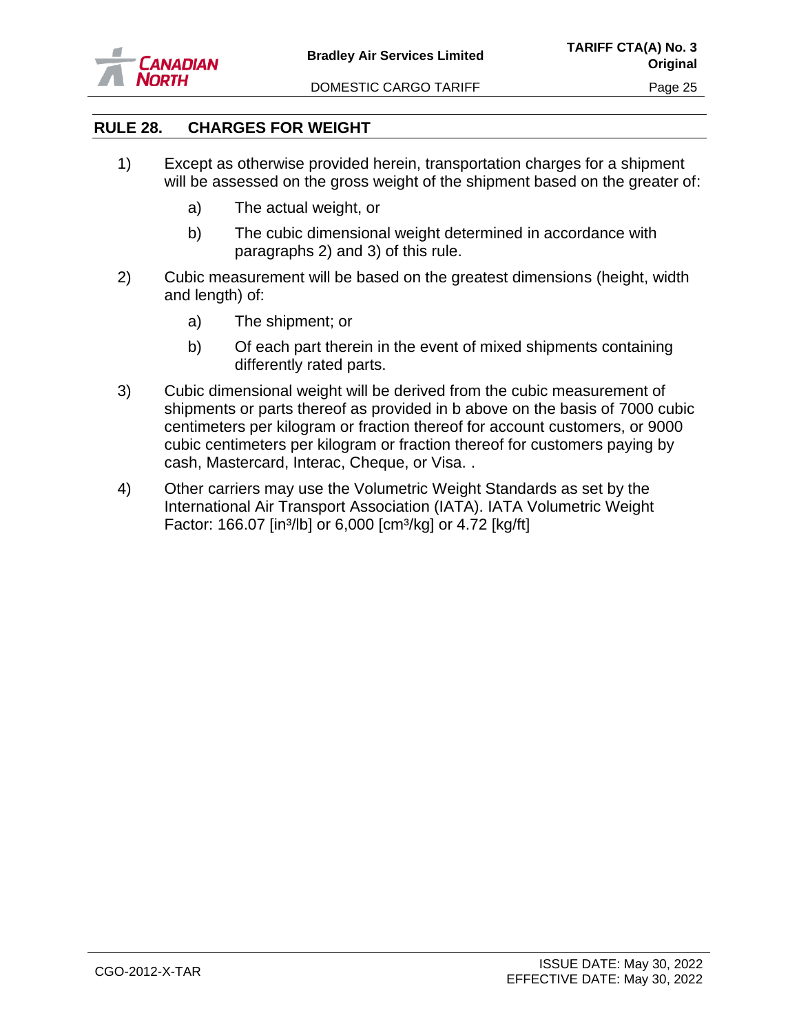## RULE 28. CHARGES FOR WEIGHT

1) Except as otherwise provided herein, transportation charges for a shipment will be assessed on the gross weight of the shipment based on the greater of:

   a) The actual weight, or

   b) The cubic dimensional weight determined in accordance with paragraphs 2) and 3) of this rule.

2) Cubic measurement will be based on the greatest dimensions (height, width and length) of:

   a) The shipment; or

   b) Of each part therein in the event of mixed shipments containing differently rated parts.

3) Cubic dimensional weight will be derived from the cubic measurement of shipments or parts thereof as provided in b above on the basis of 7000 cubic centimeters per kilogram or fraction thereof for account customers, or 9000 cubic centimeters per kilogram or fraction thereof for customers paying by cash, Mastercard, Interac, Cheque, or Visa. .

4) Other carriers may use the Volumetric Weight Standards as set by the International Air Transport Association (IATA). IATA Volumetric Weight Factor: 166.07 [$in^3$/lb] or 6,000 [$cm^3$/kg] or 4.72 [kg/ft]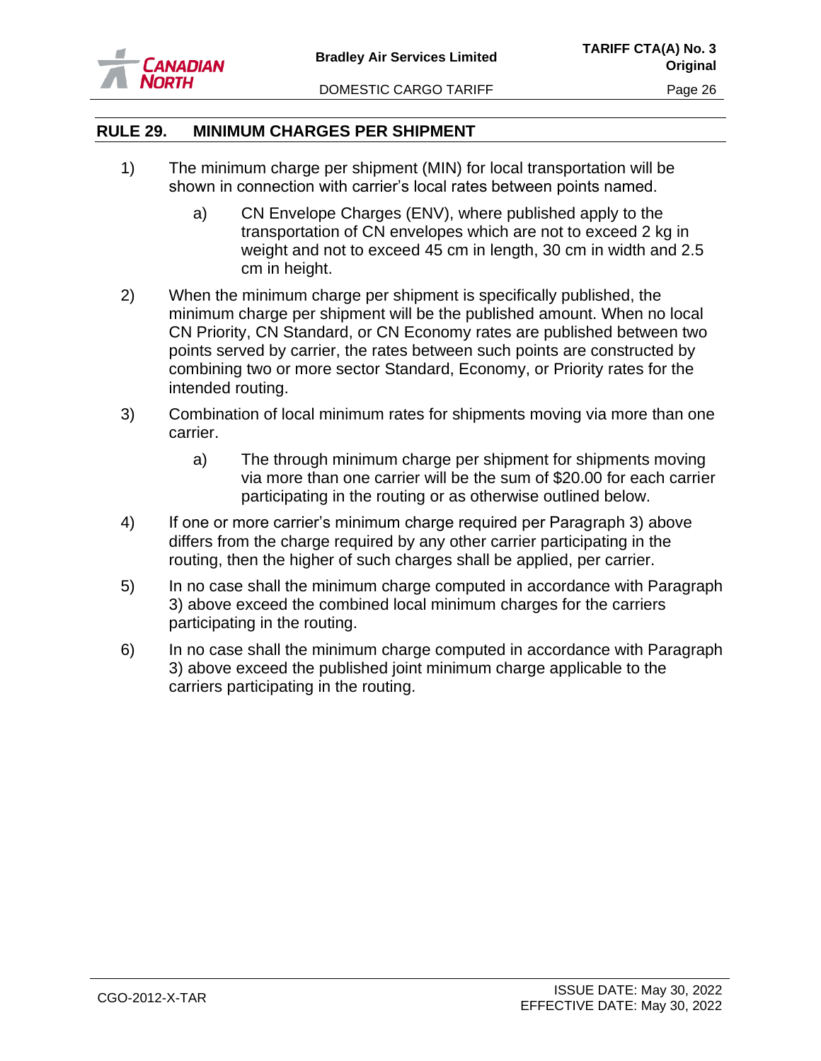## RULE 29. MINIMUM CHARGES PER SHIPMENT

1) The minimum charge per shipment (MIN) for local transportation will be shown in connection with carrier's local rates between points named.

   a) CN Envelope Charges (ENV), where published apply to the transportation of CN envelopes which are not to exceed 2 kg in weight and not to exceed 45 cm in length, 30 cm in width and 2.5 cm in height.

2) When the minimum charge per shipment is specifically published, the minimum charge per shipment will be the published amount. When no local CN Priority, CN Standard, or CN Economy rates are published between two points served by carrier, the rates between such points are constructed by combining two or more sector Standard, Economy, or Priority rates for the intended routing.

3) Combination of local minimum rates for shipments moving via more than one carrier.

   a) The through minimum charge per shipment for shipments moving via more than one carrier will be the sum of $20.00 for each carrier participating in the routing or as otherwise outlined below.

4) If one or more carrier's minimum charge required per Paragraph 3) above differs from the charge required by any other carrier participating in the routing, then the higher of such charges shall be applied, per carrier.

5) In no case shall the minimum charge computed in accordance with Paragraph 3) above exceed the combined local minimum charges for the carriers participating in the routing.

6) In no case shall the minimum charge computed in accordance with Paragraph 3) above exceed the published joint minimum charge applicable to the carriers participating in the routing.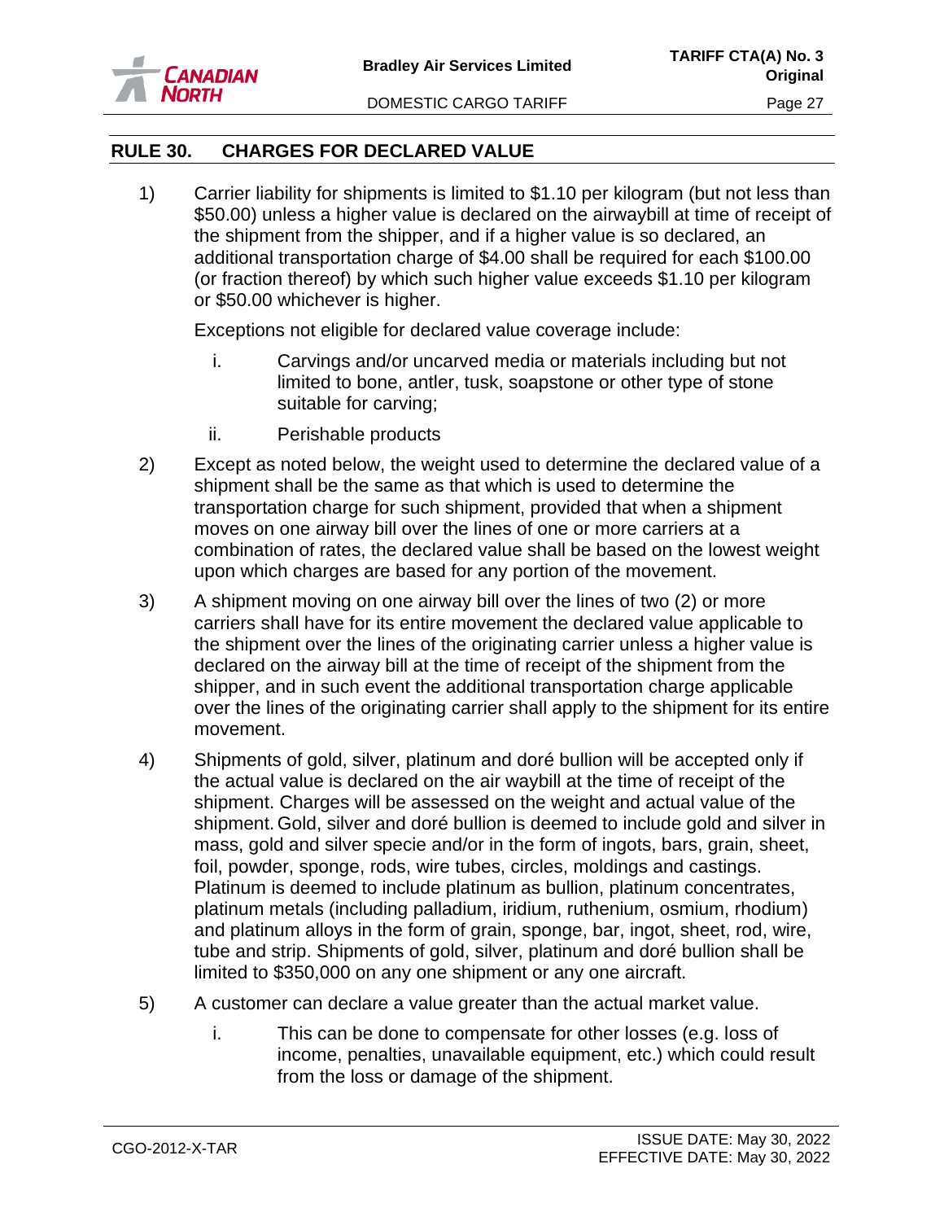## RULE 30. CHARGES FOR DECLARED VALUE

1) Carrier liability for shipments is limited to $1.10 per kilogram (but not less than $50.00) unless a higher value is declared on the airwaybill at time of receipt of the shipment from the shipper, and if a higher value is so declared, an additional transportation charge of $4.00 shall be required for each $100.00 (or fraction thereof) by which such higher value exceeds $1.10 per kilogram or $50.00 whichever is higher.

   Exceptions not eligible for declared value coverage include:

   i. Carvings and/or uncarved media or materials including but not limited to bone, antler, tusk, soapstone or other type of stone suitable for carving;

   ii. Perishable products

2) Except as noted below, the weight used to determine the declared value of a shipment shall be the same as that which is used to determine the transportation charge for such shipment, provided that when a shipment moves on one airway bill over the lines of one or more carriers at a combination of rates, the declared value shall be based on the lowest weight upon which charges are based for any portion of the movement.

3) A shipment moving on one airway bill over the lines of two (2) or more carriers shall have for its entire movement the declared value applicable to the shipment over the lines of the originating carrier unless a higher value is declared on the airway bill at the time of receipt of the shipment from the shipper, and in such event the additional transportation charge applicable over the lines of the originating carrier shall apply to the shipment for its entire movement.

4) Shipments of gold, silver, platinum and doré bullion will be accepted only if the actual value is declared on the air waybill at the time of receipt of the shipment. Charges will be assessed on the weight and actual value of the shipment. Gold, silver and doré bullion is deemed to include gold and silver in mass, gold and silver specie and/or in the form of ingots, bars, grain, sheet, foil, powder, sponge, rods, wire tubes, circles, moldings and castings. Platinum is deemed to include platinum as bullion, platinum concentrates, platinum metals (including palladium, iridium, ruthenium, osmium, rhodium) and platinum alloys in the form of grain, sponge, bar, ingot, sheet, rod, wire, tube and strip. Shipments of gold, silver, platinum and doré bullion shall be limited to $350,000 on any one shipment or any one aircraft.

5) A customer can declare a value greater than the actual market value.

   i. This can be done to compensate for other losses (e.g. loss of income, penalties, unavailable equipment, etc.) which could result from the loss or damage of the shipment.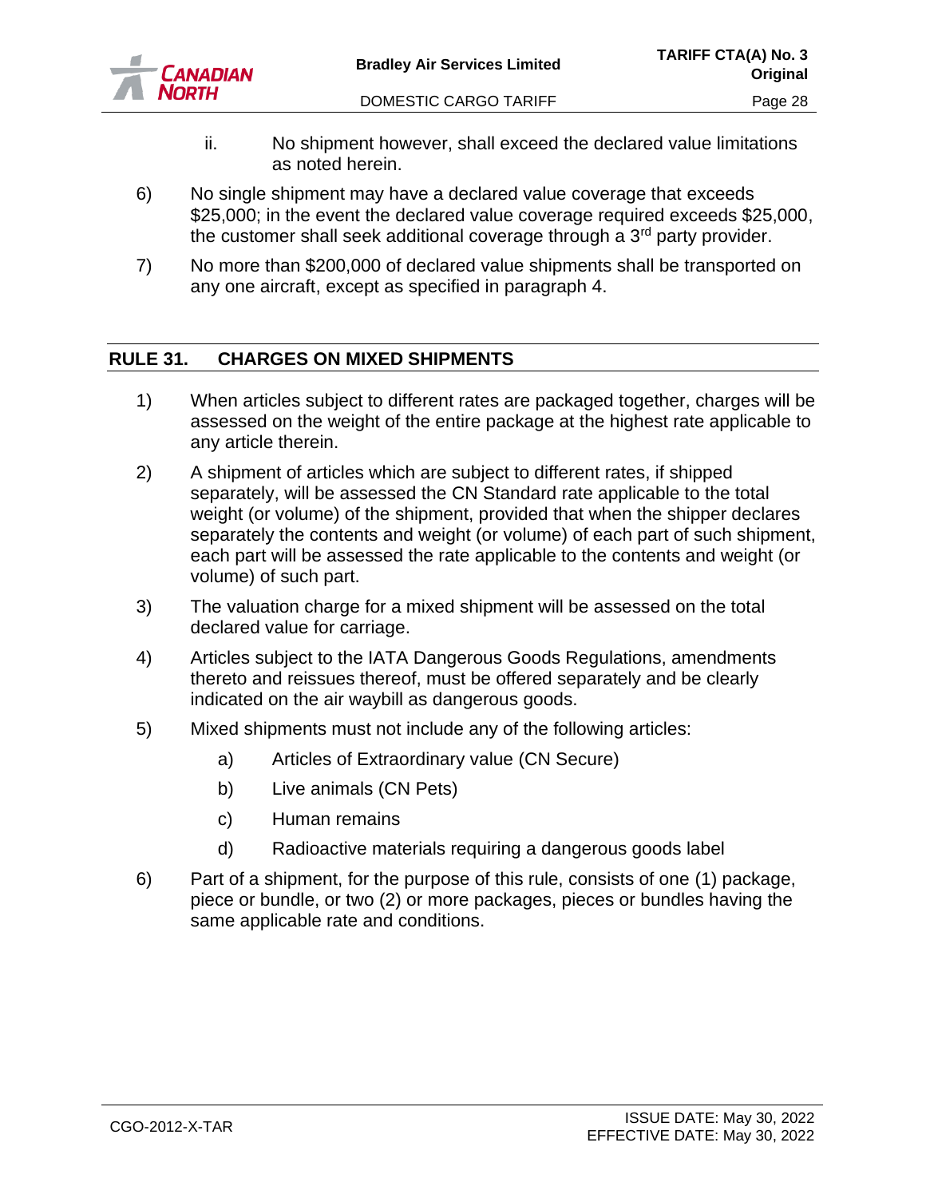ii. No shipment however, shall exceed the declared value limitations as noted herein.

6) No single shipment may have a declared value coverage that exceeds $25,000; in the event the declared value coverage required exceeds $25,000, the customer shall seek additional coverage through a 3rd party provider.

7) No more than $200,000 of declared value shipments shall be transported on any one aircraft, except as specified in paragraph 4.

## RULE 31. CHARGES ON MIXED SHIPMENTS

1) When articles subject to different rates are packaged together, charges will be assessed on the weight of the entire package at the highest rate applicable to any article therein.

2) A shipment of articles which are subject to different rates, if shipped separately, will be assessed the CN Standard rate applicable to the total weight (or volume) of the shipment, provided that when the shipper declares separately the contents and weight (or volume) of each part of such shipment, each part will be assessed the rate applicable to the contents and weight (or volume) of such part.

3) The valuation charge for a mixed shipment will be assessed on the total declared value for carriage.

4) Articles subject to the IATA Dangerous Goods Regulations, amendments thereto and reissues thereof, must be offered separately and be clearly indicated on the air waybill as dangerous goods.

5) Mixed shipments must not include any of the following articles:

   a) Articles of Extraordinary value (CN Secure)

   b) Live animals (CN Pets)

   c) Human remains

   d) Radioactive materials requiring a dangerous goods label

6) Part of a shipment, for the purpose of this rule, consists of one (1) package, piece or bundle, or two (2) or more packages, pieces or bundles having the same applicable rate and conditions.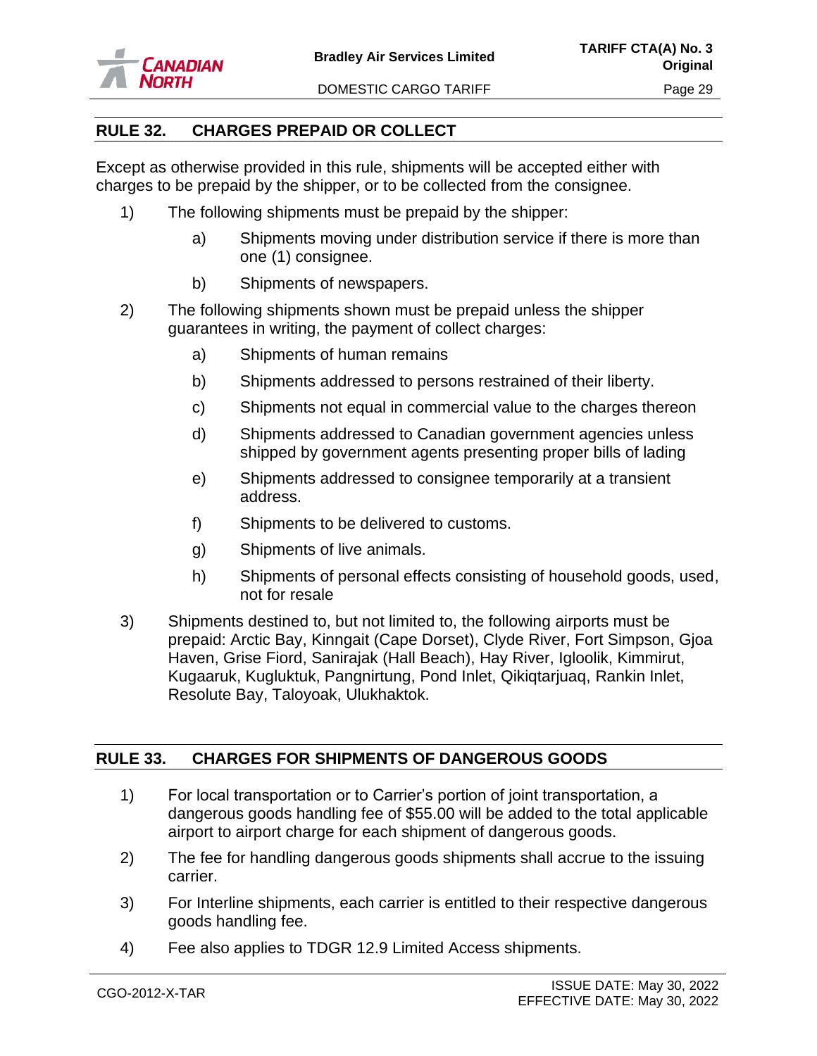## RULE 32. CHARGES PREPAID OR COLLECT

Except as otherwise provided in this rule, shipments will be accepted either with charges to be prepaid by the shipper, or to be collected from the consignee.

1) The following shipments must be prepaid by the shipper:

   a) Shipments moving under distribution service if there is more than one (1) consignee.

   b) Shipments of newspapers.

2) The following shipments shown must be prepaid unless the shipper guarantees in writing, the payment of collect charges:

   a) Shipments of human remains

   b) Shipments addressed to persons restrained of their liberty.

   c) Shipments not equal in commercial value to the charges thereon

   d) Shipments addressed to Canadian government agencies unless shipped by government agents presenting proper bills of lading

   e) Shipments addressed to consignee temporarily at a transient address.

   f) Shipments to be delivered to customs.

   g) Shipments of live animals.

   h) Shipments of personal effects consisting of household goods, used, not for resale

3) Shipments destined to, but not limited to, the following airports must be prepaid: Arctic Bay, Kinngait (Cape Dorset), Clyde River, Fort Simpson, Gjoa Haven, Grise Fiord, Sanirajak (Hall Beach), Hay River, Igloolik, Kimmirut, Kugaaruk, Kugluktuk, Pangnirtung, Pond Inlet, Qikiqtarjuaq, Rankin Inlet, Resolute Bay, Taloyoak, Ulukhaktok.

## RULE 33. CHARGES FOR SHIPMENTS OF DANGEROUS GOODS

1) For local transportation or to Carrier's portion of joint transportation, a dangerous goods handling fee of $55.00 will be added to the total applicable airport to airport charge for each shipment of dangerous goods.

2) The fee for handling dangerous goods shipments shall accrue to the issuing carrier.

3) For Interline shipments, each carrier is entitled to their respective dangerous goods handling fee.

4) Fee also applies to TDGR 12.9 Limited Access shipments.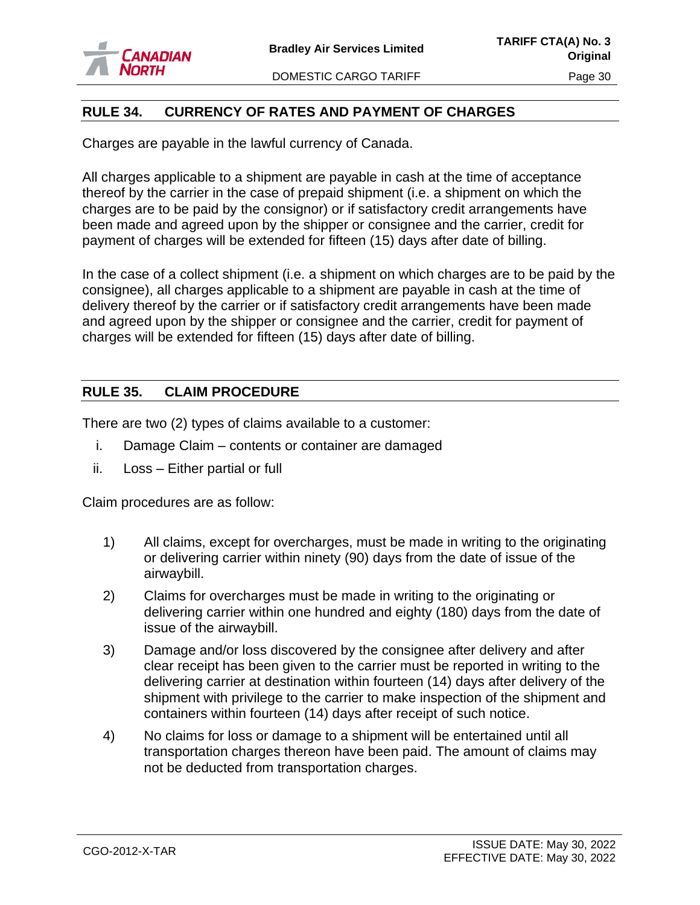## RULE 34. CURRENCY OF RATES AND PAYMENT OF CHARGES

Charges are payable in the lawful currency of Canada.

All charges applicable to a shipment are payable in cash at the time of acceptance thereof by the carrier in the case of prepaid shipment (i.e. a shipment on which the charges are to be paid by the consignor) or if satisfactory credit arrangements have been made and agreed upon by the shipper or consignee and the carrier, credit for payment of charges will be extended for fifteen (15) days after date of billing.

In the case of a collect shipment (i.e. a shipment on which charges are to be paid by the consignee), all charges applicable to a shipment are payable in cash at the time of delivery thereof by the carrier or if satisfactory credit arrangements have been made and agreed upon by the shipper or consignee and the carrier, credit for payment of charges will be extended for fifteen (15) days after date of billing.

## RULE 35. CLAIM PROCEDURE

There are two (2) types of claims available to a customer:

i. Damage Claim – contents or container are damaged
ii. Loss – Either partial or full

Claim procedures are as follow:

1) All claims, except for overcharges, must be made in writing to the originating or delivering carrier within ninety (90) days from the date of issue of the airwaybill.
2) Claims for overcharges must be made in writing to the originating or delivering carrier within one hundred and eighty (180) days from the date of issue of the airwaybill.
3) Damage and/or loss discovered by the consignee after delivery and after clear receipt has been given to the carrier must be reported in writing to the delivering carrier at destination within fourteen (14) days after delivery of the shipment with privilege to the carrier to make inspection of the shipment and containers within fourteen (14) days after receipt of such notice.
4) No claims for loss or damage to a shipment will be entertained until all transportation charges thereon have been paid. The amount of claims may not be deducted from transportation charges.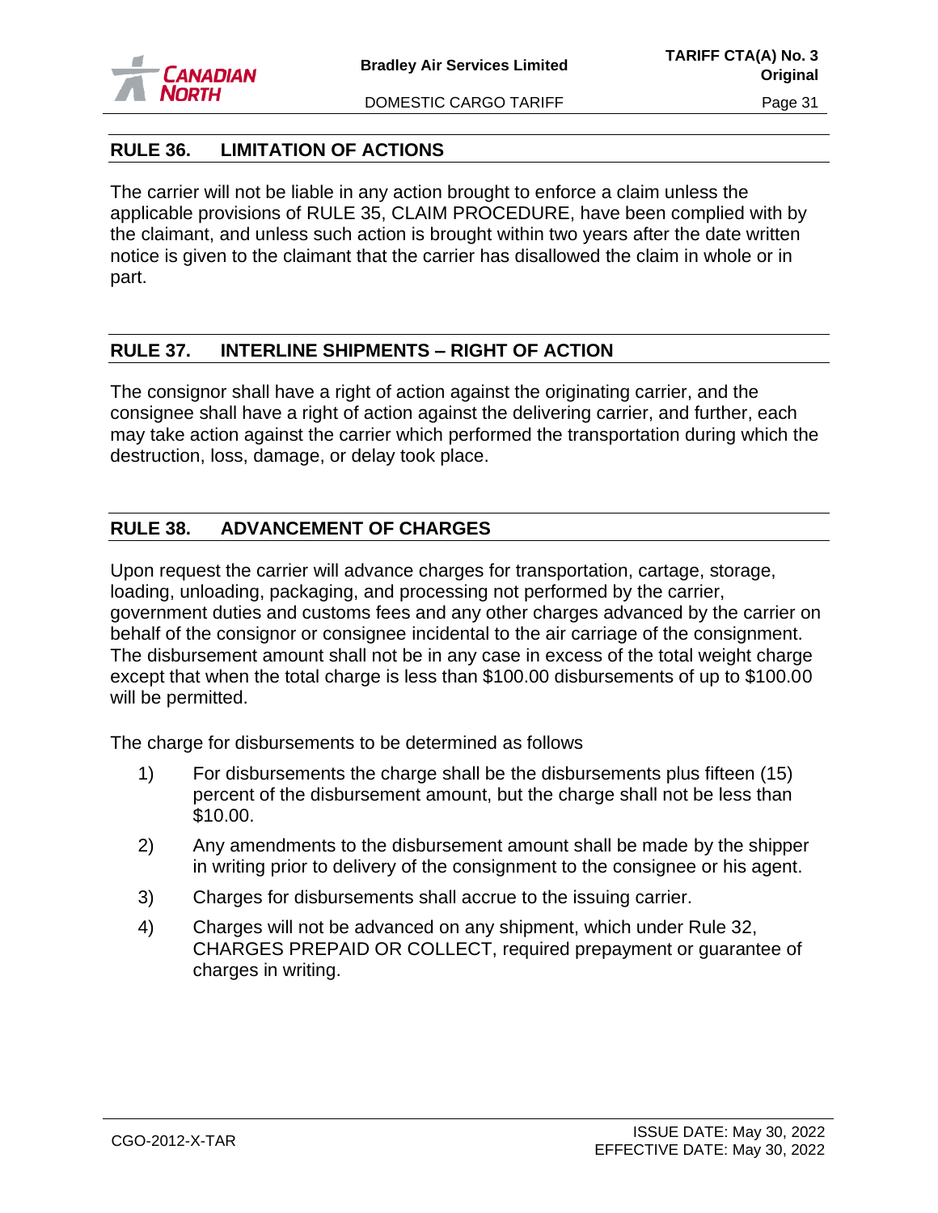## RULE 36. LIMITATION OF ACTIONS

The carrier will not be liable in any action brought to enforce a claim unless the applicable provisions of RULE 35, CLAIM PROCEDURE, have been complied with by the claimant, and unless such action is brought within two years after the date written notice is given to the claimant that the carrier has disallowed the claim in whole or in part.

## RULE 37. INTERLINE SHIPMENTS – RIGHT OF ACTION

The consignor shall have a right of action against the originating carrier, and the consignee shall have a right of action against the delivering carrier, and further, each may take action against the carrier which performed the transportation during which the destruction, loss, damage, or delay took place.

## RULE 38. ADVANCEMENT OF CHARGES

Upon request the carrier will advance charges for transportation, cartage, storage, loading, unloading, packaging, and processing not performed by the carrier, government duties and customs fees and any other charges advanced by the carrier on behalf of the consignor or consignee incidental to the air carriage of the consignment. The disbursement amount shall not be in any case in excess of the total weight charge except that when the total charge is less than $100.00 disbursements of up to $100.00 will be permitted.

The charge for disbursements to be determined as follows

1) For disbursements the charge shall be the disbursements plus fifteen (15) percent of the disbursement amount, but the charge shall not be less than $10.00.
2) Any amendments to the disbursement amount shall be made by the shipper in writing prior to delivery of the consignment to the consignee or his agent.
3) Charges for disbursements shall accrue to the issuing carrier.
4) Charges will not be advanced on any shipment, which under Rule 32, CHARGES PREPAID OR COLLECT, required prepayment or guarantee of charges in writing.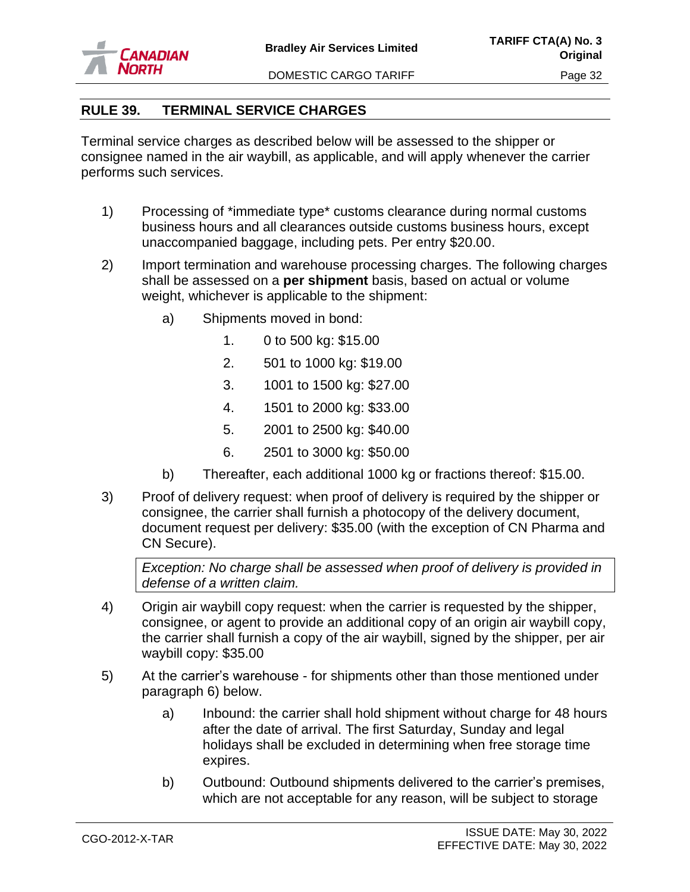## RULE 39. TERMINAL SERVICE CHARGES

Terminal service charges as described below will be assessed to the shipper or consignee named in the air waybill, as applicable, and will apply whenever the carrier performs such services.

1) Processing of *immediate type* customs clearance during normal customs business hours and all clearances outside customs business hours, except unaccompanied baggage, including pets. Per entry $20.00.

2) Import termination and warehouse processing charges. The following charges shall be assessed on a **per shipment** basis, based on actual or volume weight, whichever is applicable to the shipment:

   a) Shipments moved in bond:

      1. 0 to 500 kg: $15.00
      2. 501 to 1000 kg: $19.00
      3. 1001 to 1500 kg: $27.00
      4. 1501 to 2000 kg: $33.00
      5. 2001 to 2500 kg: $40.00
      6. 2501 to 3000 kg: $50.00

   b) Thereafter, each additional 1000 kg or fractions thereof: $15.00.

3) Proof of delivery request: when proof of delivery is required by the shipper or consignee, the carrier shall furnish a photocopy of the delivery document, document request per delivery: $35.00 (with the exception of CN Pharma and CN Secure).

   *Exception: No charge shall be assessed when proof of delivery is provided in defense of a written claim.*

4) Origin air waybill copy request: when the carrier is requested by the shipper, consignee, or agent to provide an additional copy of an origin air waybill copy, the carrier shall furnish a copy of the air waybill, signed by the shipper, per air waybill copy: $35.00

5) At the carrier's warehouse - for shipments other than those mentioned under paragraph 6) below.

   a) Inbound: the carrier shall hold shipment without charge for 48 hours after the date of arrival. The first Saturday, Sunday and legal holidays shall be excluded in determining when free storage time expires.

   b) Outbound: Outbound shipments delivered to the carrier's premises, which are not acceptable for any reason, will be subject to storage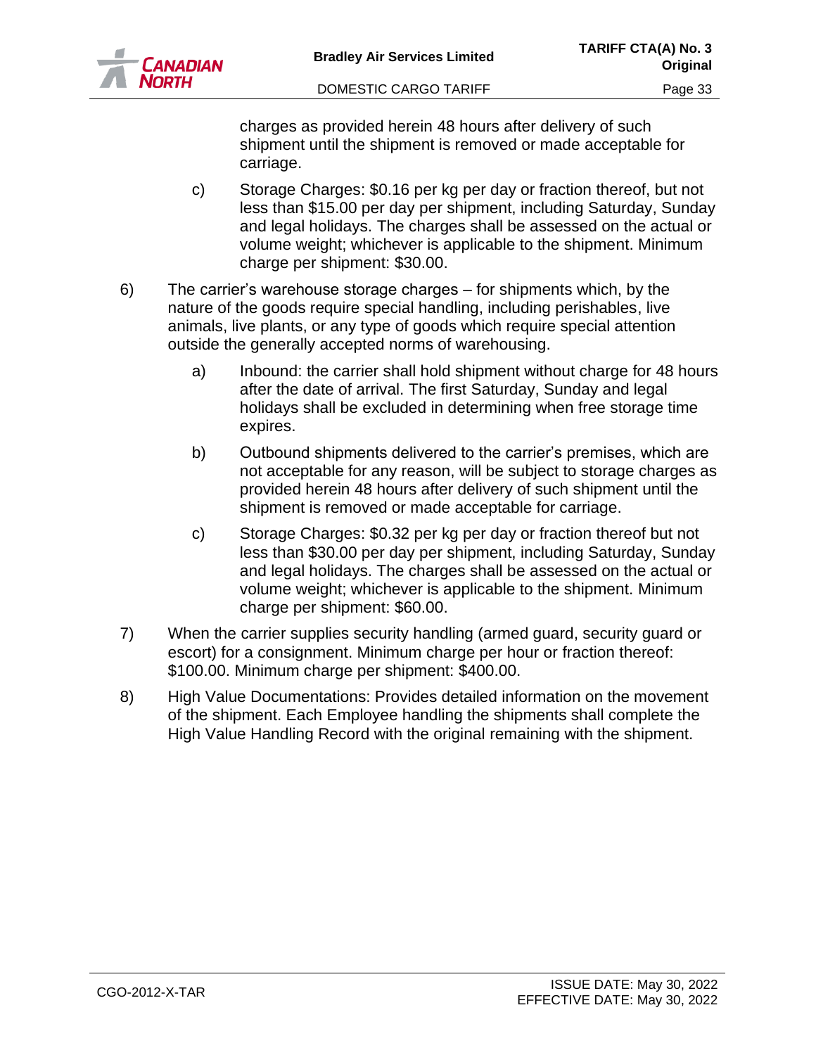charges as provided herein 48 hours after delivery of such shipment until the shipment is removed or made acceptable for carriage.

c) Storage Charges: $0.16 per kg per day or fraction thereof, but not less than $15.00 per day per shipment, including Saturday, Sunday and legal holidays. The charges shall be assessed on the actual or volume weight; whichever is applicable to the shipment. Minimum charge per shipment: $30.00.

6) The carrier's warehouse storage charges – for shipments which, by the nature of the goods require special handling, including perishables, live animals, live plants, or any type of goods which require special attention outside the generally accepted norms of warehousing.

   a) Inbound: the carrier shall hold shipment without charge for 48 hours after the date of arrival. The first Saturday, Sunday and legal holidays shall be excluded in determining when free storage time expires.

   b) Outbound shipments delivered to the carrier's premises, which are not acceptable for any reason, will be subject to storage charges as provided herein 48 hours after delivery of such shipment until the shipment is removed or made acceptable for carriage.

   c) Storage Charges: $0.32 per kg per day or fraction thereof but not less than $30.00 per day per shipment, including Saturday, Sunday and legal holidays. The charges shall be assessed on the actual or volume weight; whichever is applicable to the shipment. Minimum charge per shipment: $60.00.

7) When the carrier supplies security handling (armed guard, security guard or escort) for a consignment. Minimum charge per hour or fraction thereof: $100.00. Minimum charge per shipment: $400.00.

8) High Value Documentations: Provides detailed information on the movement of the shipment. Each Employee handling the shipments shall complete the High Value Handling Record with the original remaining with the shipment.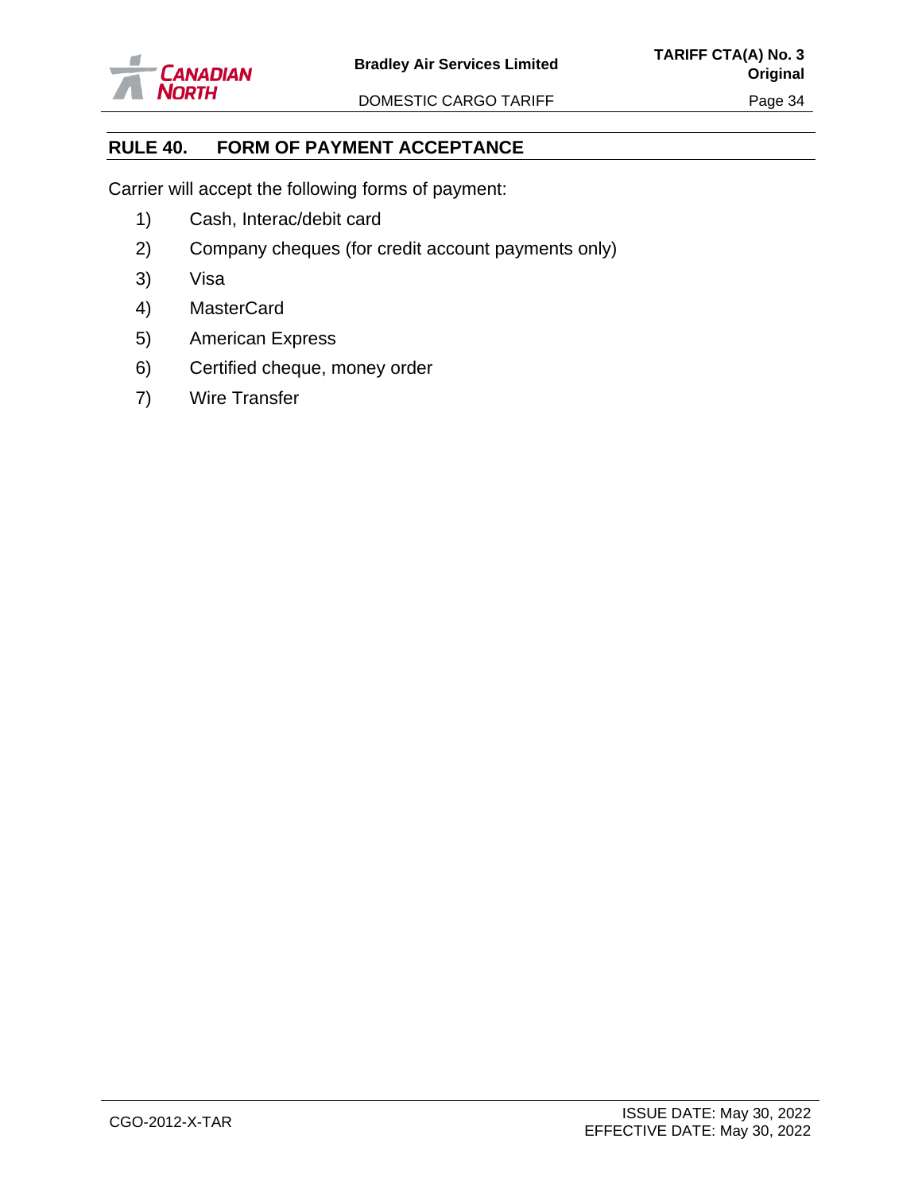## RULE 40. FORM OF PAYMENT ACCEPTANCE

Carrier will accept the following forms of payment:

1) Cash, Interac/debit card
2) Company cheques (for credit account payments only)
3) Visa
4) MasterCard
5) American Express
6) Certified cheque, money order
7) Wire Transfer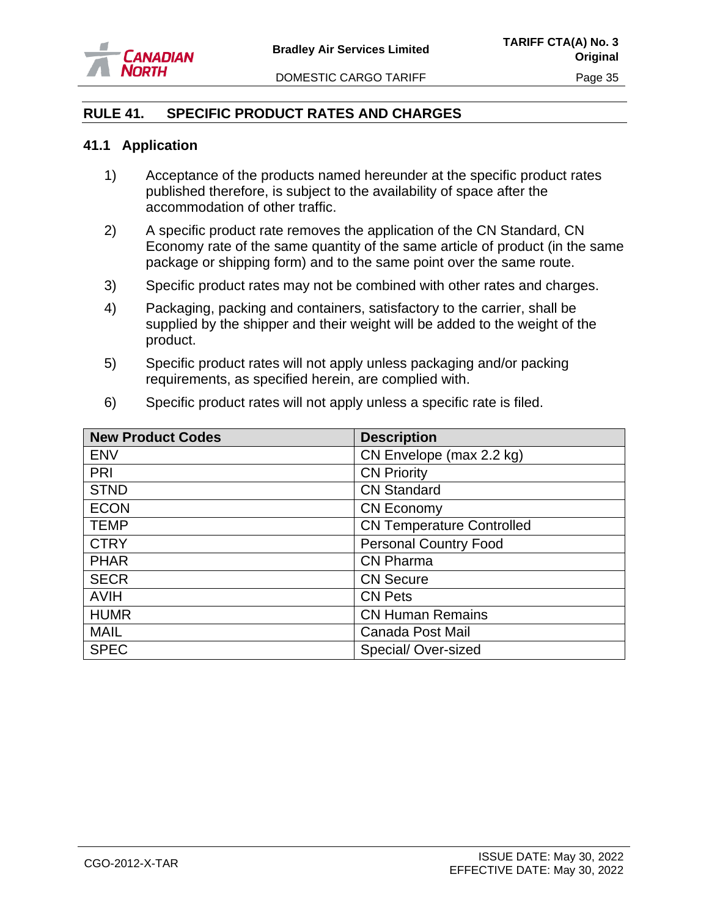## RULE 41. SPECIFIC PRODUCT RATES AND CHARGES

### 41.1 Application

1) Acceptance of the products named hereunder at the specific product rates published therefore, is subject to the availability of space after the accommodation of other traffic.

2) A specific product rate removes the application of the CN Standard, CN Economy rate of the same quantity of the same article of product (in the same package or shipping form) and to the same point over the same route.

3) Specific product rates may not be combined with other rates and charges.

4) Packaging, packing and containers, satisfactory to the carrier, shall be supplied by the shipper and their weight will be added to the weight of the product.

5) Specific product rates will not apply unless packaging and/or packing requirements, as specified herein, are complied with.

6) Specific product rates will not apply unless a specific rate is filed.

| New Product Codes | Description |
|---|---|
| ENV | CN Envelope (max 2.2 kg) |
| PRI | CN Priority |
| STND | CN Standard |
| ECON | CN Economy |
| TEMP | CN Temperature Controlled |
| CTRY | Personal Country Food |
| PHAR | CN Pharma |
| SECR | CN Secure |
| AVIH | CN Pets |
| HUMR | CN Human Remains |
| MAIL | Canada Post Mail |
| SPEC | Special/ Over-sized |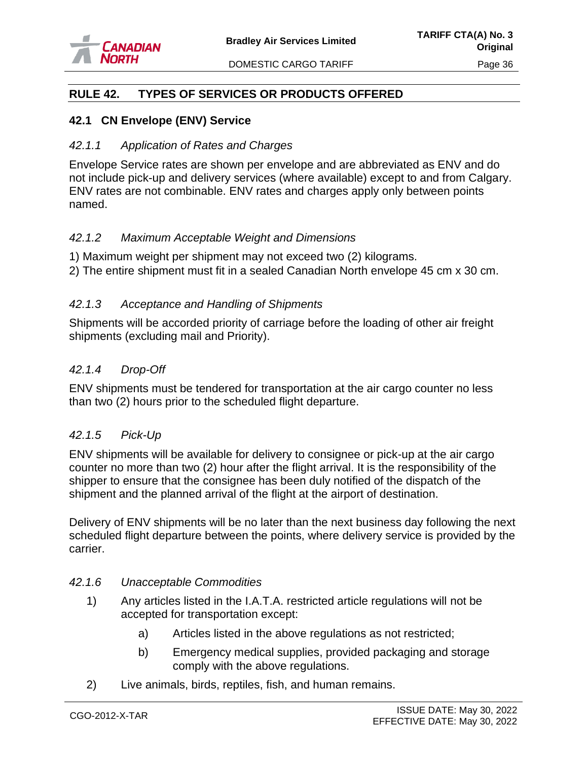## RULE 42. TYPES OF SERVICES OR PRODUCTS OFFERED

### 42.1 CN Envelope (ENV) Service

#### *42.1.1 Application of Rates and Charges*

Envelope Service rates are shown per envelope and are abbreviated as ENV and do not include pick-up and delivery services (where available) except to and from Calgary. ENV rates are not combinable. ENV rates and charges apply only between points named.

#### *42.1.2 Maximum Acceptable Weight and Dimensions*

1) Maximum weight per shipment may not exceed two (2) kilograms.
2) The entire shipment must fit in a sealed Canadian North envelope 45 cm x 30 cm.

#### *42.1.3 Acceptance and Handling of Shipments*

Shipments will be accorded priority of carriage before the loading of other air freight shipments (excluding mail and Priority).

#### *42.1.4 Drop-Off*

ENV shipments must be tendered for transportation at the air cargo counter no less than two (2) hours prior to the scheduled flight departure.

#### *42.1.5 Pick-Up*

ENV shipments will be available for delivery to consignee or pick-up at the air cargo counter no more than two (2) hour after the flight arrival. It is the responsibility of the shipper to ensure that the consignee has been duly notified of the dispatch of the shipment and the planned arrival of the flight at the airport of destination.

Delivery of ENV shipments will be no later than the next business day following the next scheduled flight departure between the points, where delivery service is provided by the carrier.

#### *42.1.6 Unacceptable Commodities*

1) Any articles listed in the I.A.T.A. restricted article regulations will not be accepted for transportation except:
    a) Articles listed in the above regulations as not restricted;
    b) Emergency medical supplies, provided packaging and storage comply with the above regulations.
2) Live animals, birds, reptiles, fish, and human remains.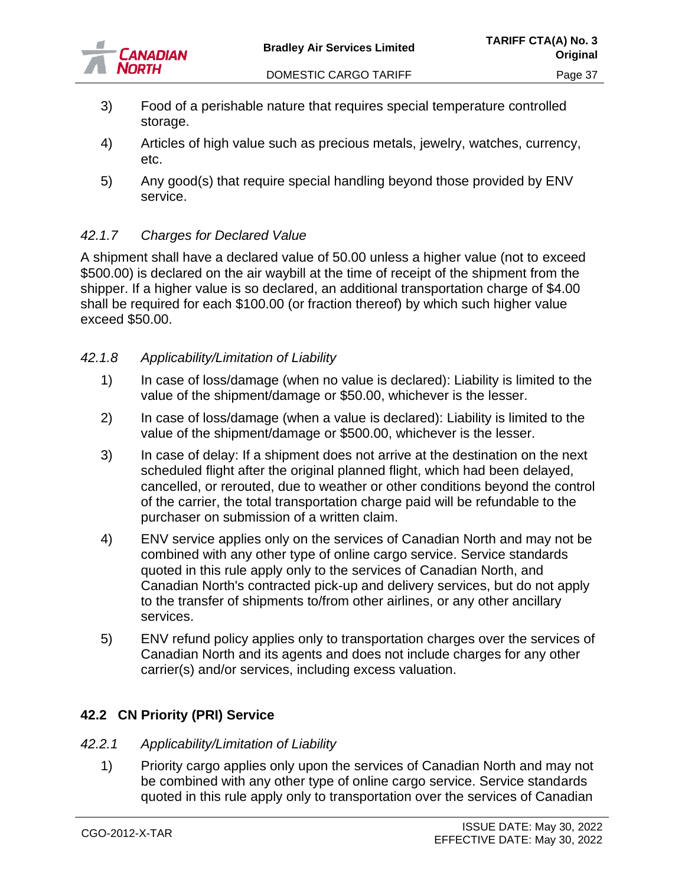3) Food of a perishable nature that requires special temperature controlled storage.

4) Articles of high value such as precious metals, jewelry, watches, currency, etc.

5) Any good(s) that require special handling beyond those provided by ENV service.

#### *42.1.7 Charges for Declared Value*

A shipment shall have a declared value of 50.00 unless a higher value (not to exceed $500.00) is declared on the air waybill at the time of receipt of the shipment from the shipper. If a higher value is so declared, an additional transportation charge of $4.00 shall be required for each $100.00 (or fraction thereof) by which such higher value exceed $50.00.

#### *42.1.8 Applicability/Limitation of Liability*

1) In case of loss/damage (when no value is declared): Liability is limited to the value of the shipment/damage or $50.00, whichever is the lesser.

2) In case of loss/damage (when a value is declared): Liability is limited to the value of the shipment/damage or $500.00, whichever is the lesser.

3) In case of delay: If a shipment does not arrive at the destination on the next scheduled flight after the original planned flight, which had been delayed, cancelled, or rerouted, due to weather or other conditions beyond the control of the carrier, the total transportation charge paid will be refundable to the purchaser on submission of a written claim.

4) ENV service applies only on the services of Canadian North and may not be combined with any other type of online cargo service. Service standards quoted in this rule apply only to the services of Canadian North, and Canadian North's contracted pick-up and delivery services, but do not apply to the transfer of shipments to/from other airlines, or any other ancillary services.

5) ENV refund policy applies only to transportation charges over the services of Canadian North and its agents and does not include charges for any other carrier(s) and/or services, including excess valuation.

### 42.2 CN Priority (PRI) Service

#### *42.2.1 Applicability/Limitation of Liability*

1) Priority cargo applies only upon the services of Canadian North and may not be combined with any other type of online cargo service. Service standards quoted in this rule apply only to transportation over the services of Canadian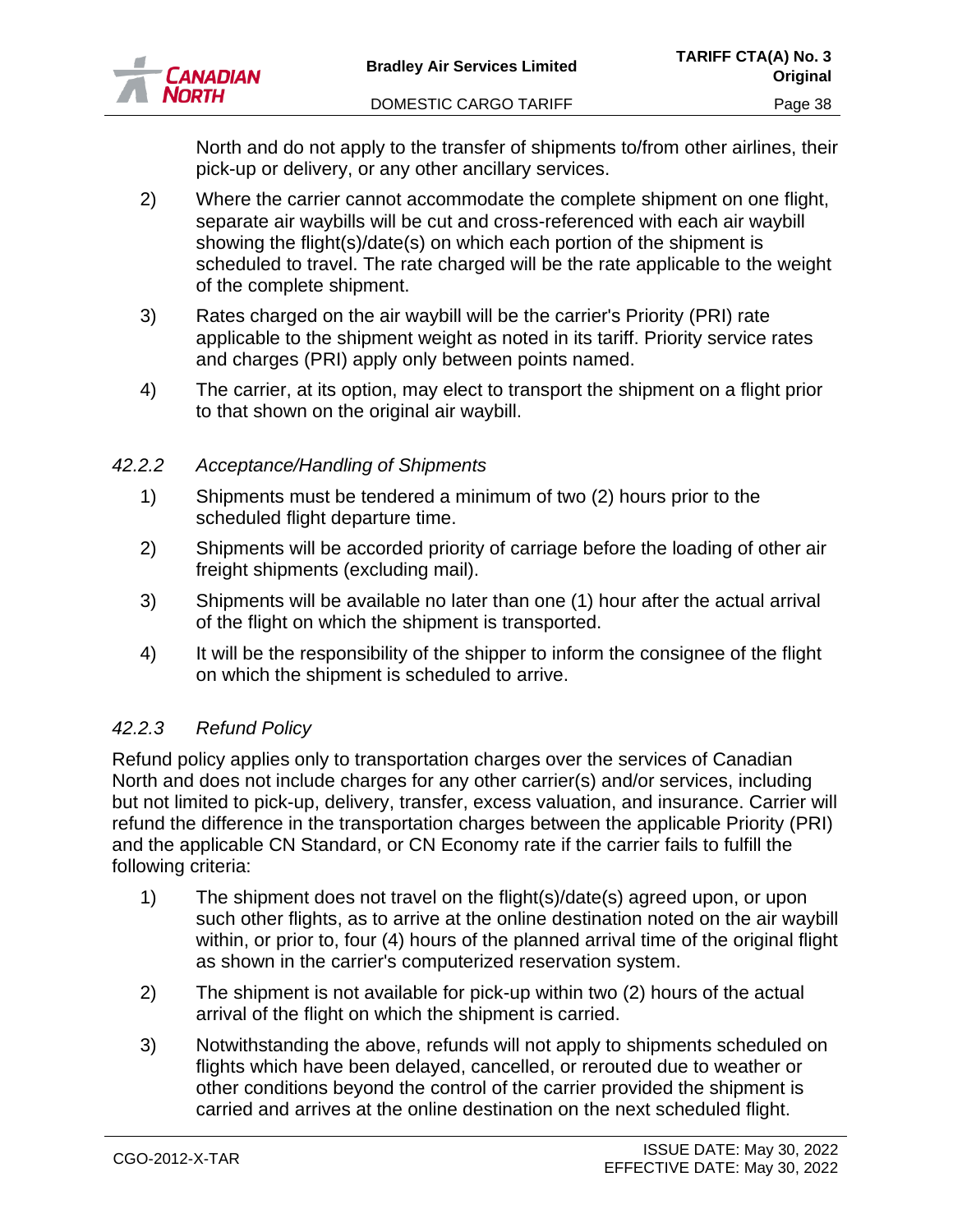North and do not apply to the transfer of shipments to/from other airlines, their pick-up or delivery, or any other ancillary services.

2) Where the carrier cannot accommodate the complete shipment on one flight, separate air waybills will be cut and cross-referenced with each air waybill showing the flight(s)/date(s) on which each portion of the shipment is scheduled to travel. The rate charged will be the rate applicable to the weight of the complete shipment.

3) Rates charged on the air waybill will be the carrier's Priority (PRI) rate applicable to the shipment weight as noted in its tariff. Priority service rates and charges (PRI) apply only between points named.

4) The carrier, at its option, may elect to transport the shipment on a flight prior to that shown on the original air waybill.

#### *42.2.2 Acceptance/Handling of Shipments*

1) Shipments must be tendered a minimum of two (2) hours prior to the scheduled flight departure time.

2) Shipments will be accorded priority of carriage before the loading of other air freight shipments (excluding mail).

3) Shipments will be available no later than one (1) hour after the actual arrival of the flight on which the shipment is transported.

4) It will be the responsibility of the shipper to inform the consignee of the flight on which the shipment is scheduled to arrive.

#### *42.2.3 Refund Policy*

Refund policy applies only to transportation charges over the services of Canadian North and does not include charges for any other carrier(s) and/or services, including but not limited to pick-up, delivery, transfer, excess valuation, and insurance. Carrier will refund the difference in the transportation charges between the applicable Priority (PRI) and the applicable CN Standard, or CN Economy rate if the carrier fails to fulfill the following criteria:

1) The shipment does not travel on the flight(s)/date(s) agreed upon, or upon such other flights, as to arrive at the online destination noted on the air waybill within, or prior to, four (4) hours of the planned arrival time of the original flight as shown in the carrier's computerized reservation system.

2) The shipment is not available for pick-up within two (2) hours of the actual arrival of the flight on which the shipment is carried.

3) Notwithstanding the above, refunds will not apply to shipments scheduled on flights which have been delayed, cancelled, or rerouted due to weather or other conditions beyond the control of the carrier provided the shipment is carried and arrives at the online destination on the next scheduled flight.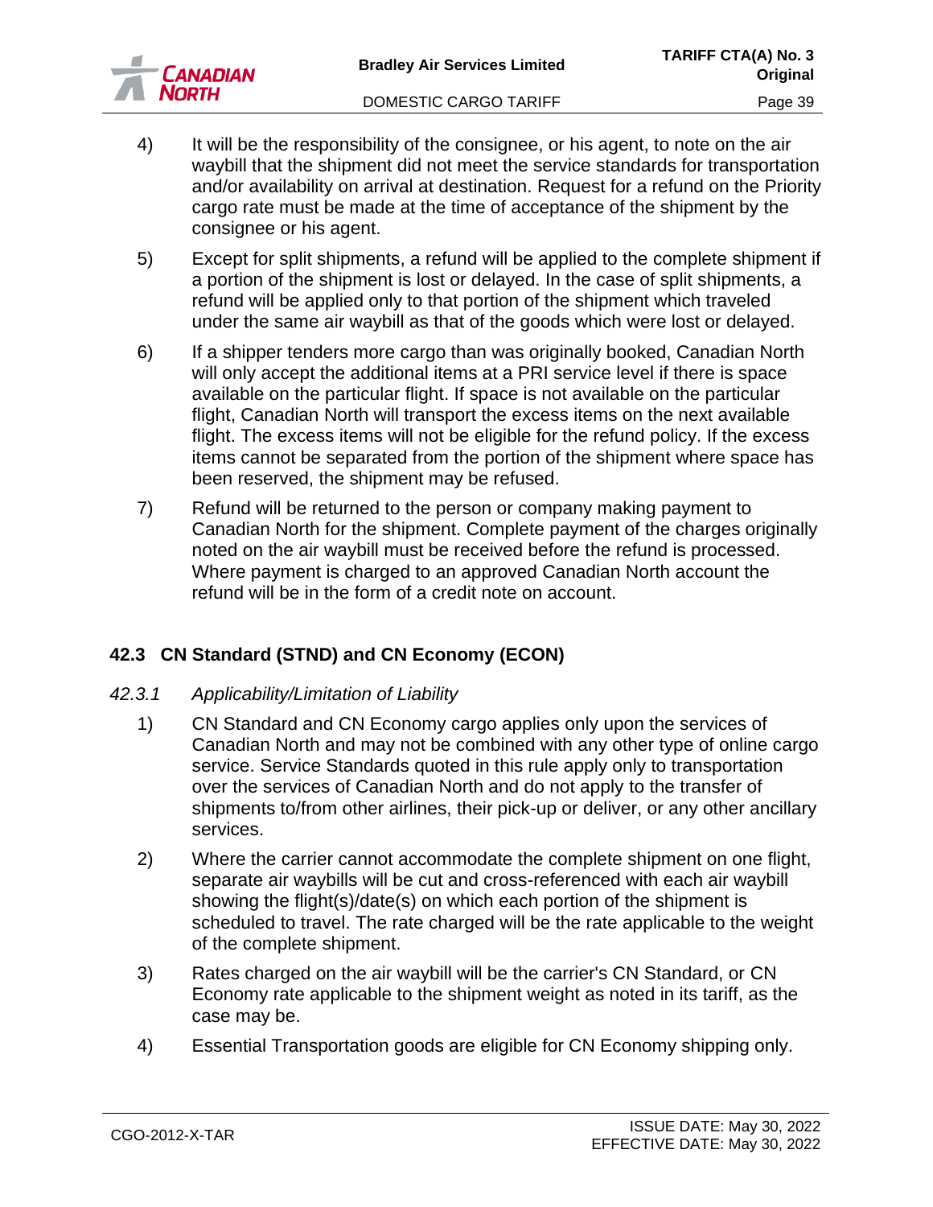4) It will be the responsibility of the consignee, or his agent, to note on the air waybill that the shipment did not meet the service standards for transportation and/or availability on arrival at destination. Request for a refund on the Priority cargo rate must be made at the time of acceptance of the shipment by the consignee or his agent.

5) Except for split shipments, a refund will be applied to the complete shipment if a portion of the shipment is lost or delayed. In the case of split shipments, a refund will be applied only to that portion of the shipment which traveled under the same air waybill as that of the goods which were lost or delayed.

6) If a shipper tenders more cargo than was originally booked, Canadian North will only accept the additional items at a PRI service level if there is space available on the particular flight. If space is not available on the particular flight, Canadian North will transport the excess items on the next available flight. The excess items will not be eligible for the refund policy. If the excess items cannot be separated from the portion of the shipment where space has been reserved, the shipment may be refused.

7) Refund will be returned to the person or company making payment to Canadian North for the shipment. Complete payment of the charges originally noted on the air waybill must be received before the refund is processed. Where payment is charged to an approved Canadian North account the refund will be in the form of a credit note on account.

## 42.3 CN Standard (STND) and CN Economy (ECON)

### *42.3.1 Applicability/Limitation of Liability*

1) CN Standard and CN Economy cargo applies only upon the services of Canadian North and may not be combined with any other type of online cargo service. Service Standards quoted in this rule apply only to transportation over the services of Canadian North and do not apply to the transfer of shipments to/from other airlines, their pick-up or deliver, or any other ancillary services.

2) Where the carrier cannot accommodate the complete shipment on one flight, separate air waybills will be cut and cross-referenced with each air waybill showing the flight(s)/date(s) on which each portion of the shipment is scheduled to travel. The rate charged will be the rate applicable to the weight of the complete shipment.

3) Rates charged on the air waybill will be the carrier's CN Standard, or CN Economy rate applicable to the shipment weight as noted in its tariff, as the case may be.

4) Essential Transportation goods are eligible for CN Economy shipping only.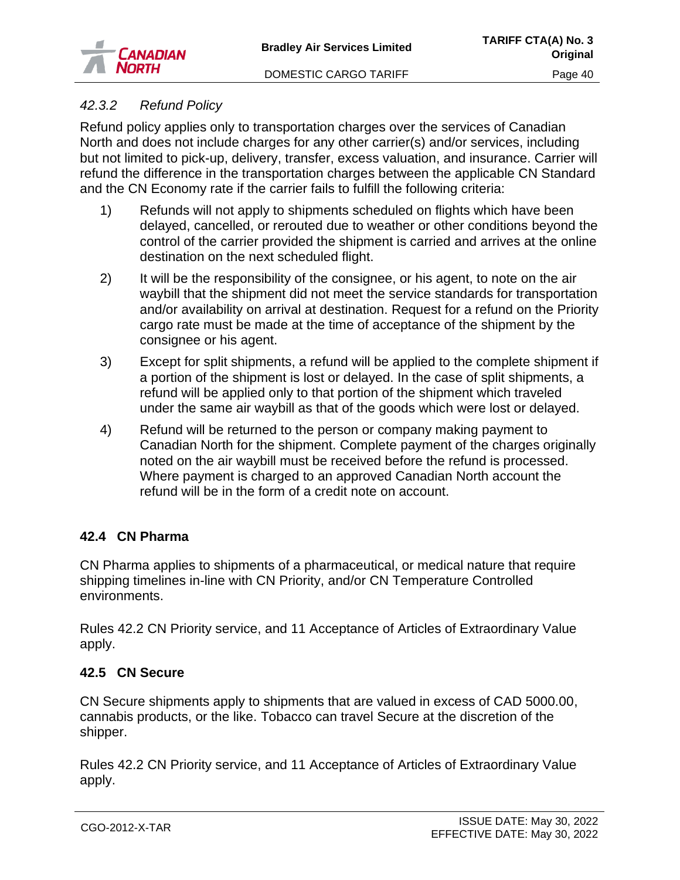#### *42.3.2 Refund Policy*

Refund policy applies only to transportation charges over the services of Canadian North and does not include charges for any other carrier(s) and/or services, including but not limited to pick-up, delivery, transfer, excess valuation, and insurance. Carrier will refund the difference in the transportation charges between the applicable CN Standard and the CN Economy rate if the carrier fails to fulfill the following criteria:

1) Refunds will not apply to shipments scheduled on flights which have been delayed, cancelled, or rerouted due to weather or other conditions beyond the control of the carrier provided the shipment is carried and arrives at the online destination on the next scheduled flight.

2) It will be the responsibility of the consignee, or his agent, to note on the air waybill that the shipment did not meet the service standards for transportation and/or availability on arrival at destination. Request for a refund on the Priority cargo rate must be made at the time of acceptance of the shipment by the consignee or his agent.

3) Except for split shipments, a refund will be applied to the complete shipment if a portion of the shipment is lost or delayed. In the case of split shipments, a refund will be applied only to that portion of the shipment which traveled under the same air waybill as that of the goods which were lost or delayed.

4) Refund will be returned to the person or company making payment to Canadian North for the shipment. Complete payment of the charges originally noted on the air waybill must be received before the refund is processed. Where payment is charged to an approved Canadian North account the refund will be in the form of a credit note on account.

### 42.4 CN Pharma

CN Pharma applies to shipments of a pharmaceutical, or medical nature that require shipping timelines in-line with CN Priority, and/or CN Temperature Controlled environments.

Rules 42.2 CN Priority service, and 11 Acceptance of Articles of Extraordinary Value apply.

### 42.5 CN Secure

CN Secure shipments apply to shipments that are valued in excess of CAD 5000.00, cannabis products, or the like. Tobacco can travel Secure at the discretion of the shipper.

Rules 42.2 CN Priority service, and 11 Acceptance of Articles of Extraordinary Value apply.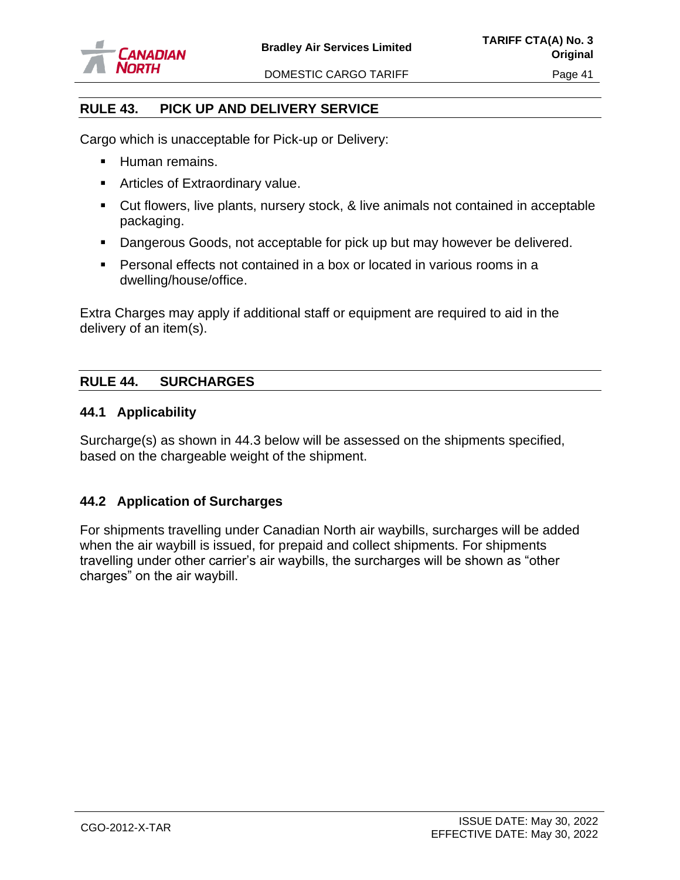## RULE 43. PICK UP AND DELIVERY SERVICE

Cargo which is unacceptable for Pick-up or Delivery:

- Human remains.
- Articles of Extraordinary value.
- Cut flowers, live plants, nursery stock, & live animals not contained in acceptable packaging.
- Dangerous Goods, not acceptable for pick up but may however be delivered.
- Personal effects not contained in a box or located in various rooms in a dwelling/house/office.

Extra Charges may apply if additional staff or equipment are required to aid in the delivery of an item(s).

## RULE 44. SURCHARGES

### 44.1 Applicability

Surcharge(s) as shown in 44.3 below will be assessed on the shipments specified, based on the chargeable weight of the shipment.

### 44.2 Application of Surcharges

For shipments travelling under Canadian North air waybills, surcharges will be added when the air waybill is issued, for prepaid and collect shipments. For shipments travelling under other carrier's air waybills, the surcharges will be shown as "other charges" on the air waybill.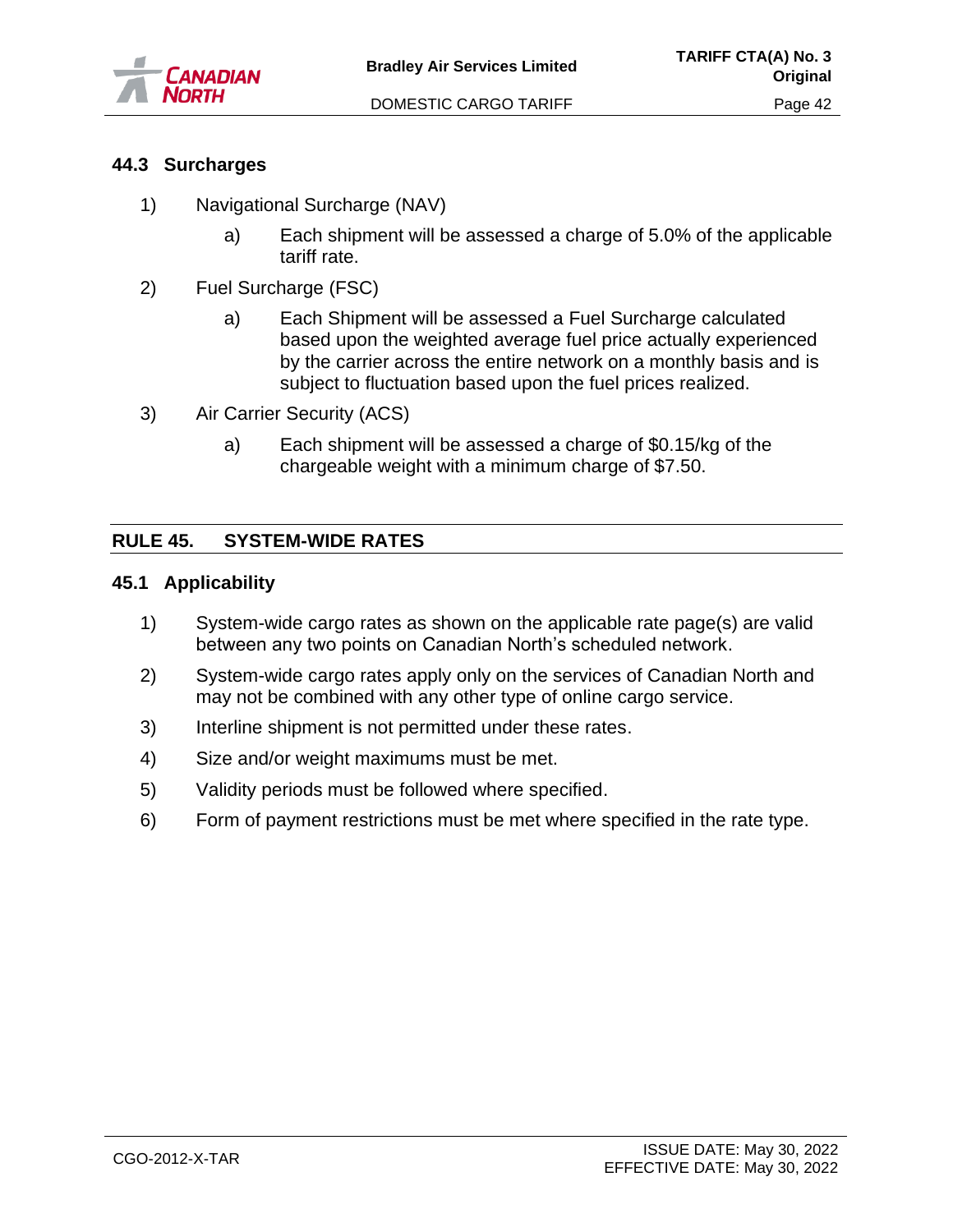### 44.3 Surcharges

1) Navigational Surcharge (NAV)

   a) Each shipment will be assessed a charge of 5.0% of the applicable tariff rate.

2) Fuel Surcharge (FSC)

   a) Each Shipment will be assessed a Fuel Surcharge calculated based upon the weighted average fuel price actually experienced by the carrier across the entire network on a monthly basis and is subject to fluctuation based upon the fuel prices realized.

3) Air Carrier Security (ACS)

   a) Each shipment will be assessed a charge of $0.15/kg of the chargeable weight with a minimum charge of $7.50.

## RULE 45. SYSTEM-WIDE RATES

### 45.1 Applicability

1) System-wide cargo rates as shown on the applicable rate page(s) are valid between any two points on Canadian North's scheduled network.
2) System-wide cargo rates apply only on the services of Canadian North and may not be combined with any other type of online cargo service.
3) Interline shipment is not permitted under these rates.
4) Size and/or weight maximums must be met.
5) Validity periods must be followed where specified.
6) Form of payment restrictions must be met where specified in the rate type.